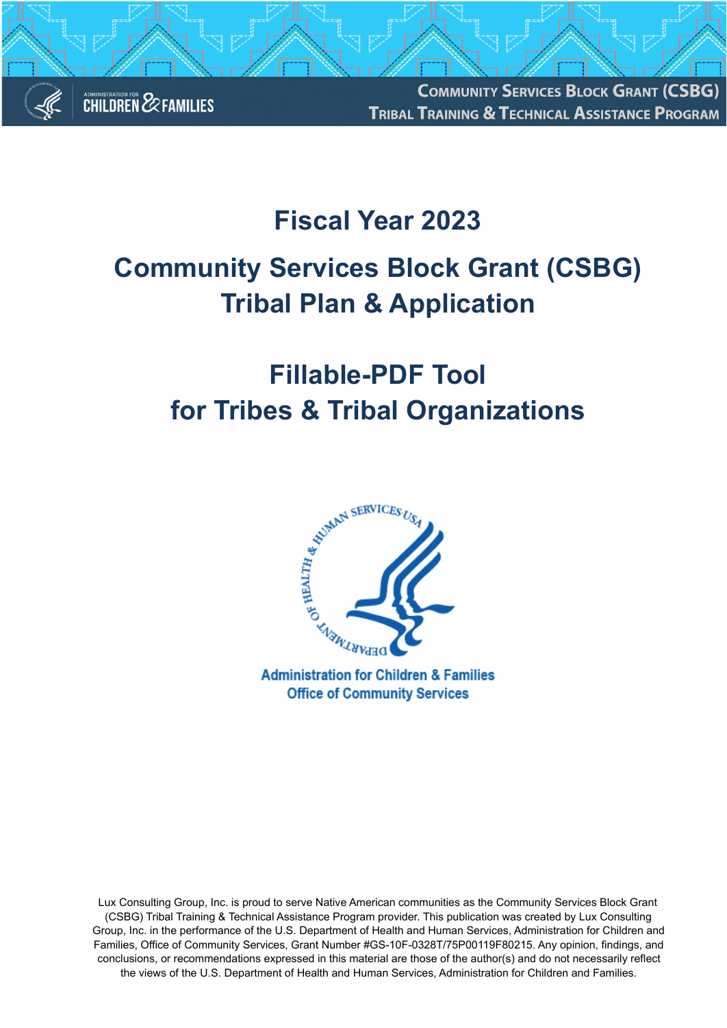Community Services Block Grant (CSBG)
Tribal Training & Technical Assistance Program

# Fiscal Year 2023

# Community Services Block Grant (CSBG) Tribal Plan & Application

# Fillable-PDF Tool for Tribes & Tribal Organizations

Administration for Children & Families
Office of Community Services

Lux Consulting Group, Inc. is proud to serve Native American communities as the Community Services Block Grant (CSBG) Tribal Training & Technical Assistance Program provider. This publication was created by Lux Consulting Group, Inc. in the performance of the U.S. Department of Health and Human Services, Administration for Children and Families, Office of Community Services, Grant Number #GS-10F-0328T/75P00119F80215. Any opinion, findings, and conclusions, or recommendations expressed in this material are those of the author(s) and do not necessarily reflect the views of the U.S. Department of Health and Human Services, Administration for Children and Families.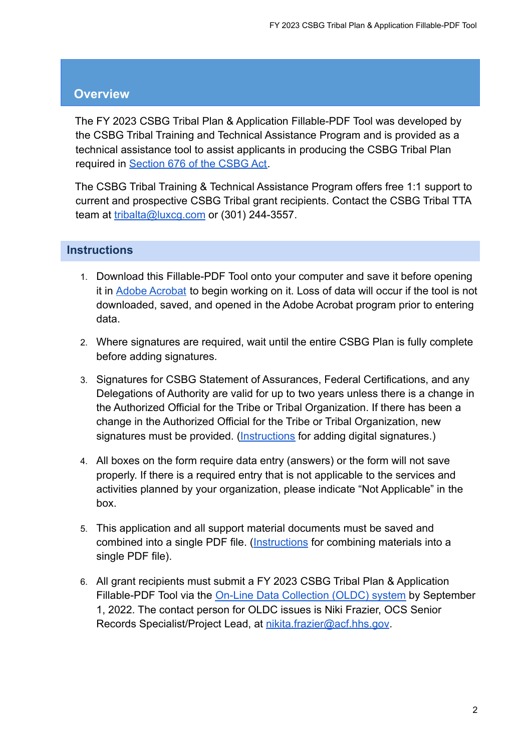## Overview

The FY 2023 CSBG Tribal Plan & Application Fillable-PDF Tool was developed by the CSBG Tribal Training and Technical Assistance Program and is provided as a technical assistance tool to assist applicants in producing the CSBG Tribal Plan required in Section 676 of the CSBG Act.

The CSBG Tribal Training & Technical Assistance Program offers free 1:1 support to current and prospective CSBG Tribal grant recipients. Contact the CSBG Tribal TTA team at tribalta@luxcg.com or (301) 244-3557.

## Instructions

1. Download this Fillable-PDF Tool onto your computer and save it before opening it in Adobe Acrobat to begin working on it. Loss of data will occur if the tool is not downloaded, saved, and opened in the Adobe Acrobat program prior to entering data.

2. Where signatures are required, wait until the entire CSBG Plan is fully complete before adding signatures.

3. Signatures for CSBG Statement of Assurances, Federal Certifications, and any Delegations of Authority are valid for up to two years unless there is a change in the Authorized Official for the Tribe or Tribal Organization. If there has been a change in the Authorized Official for the Tribe or Tribal Organization, new signatures must be provided. (Instructions for adding digital signatures.)

4. All boxes on the form require data entry (answers) or the form will not save properly. If there is a required entry that is not applicable to the services and activities planned by your organization, please indicate "Not Applicable" in the box.

5. This application and all support material documents must be saved and combined into a single PDF file. (Instructions for combining materials into a single PDF file).

6. All grant recipients must submit a FY 2023 CSBG Tribal Plan & Application Fillable-PDF Tool via the On-Line Data Collection (OLDC) system by September 1, 2022. The contact person for OLDC issues is Niki Frazier, OCS Senior Records Specialist/Project Lead, at nikita.frazier@acf.hhs.gov.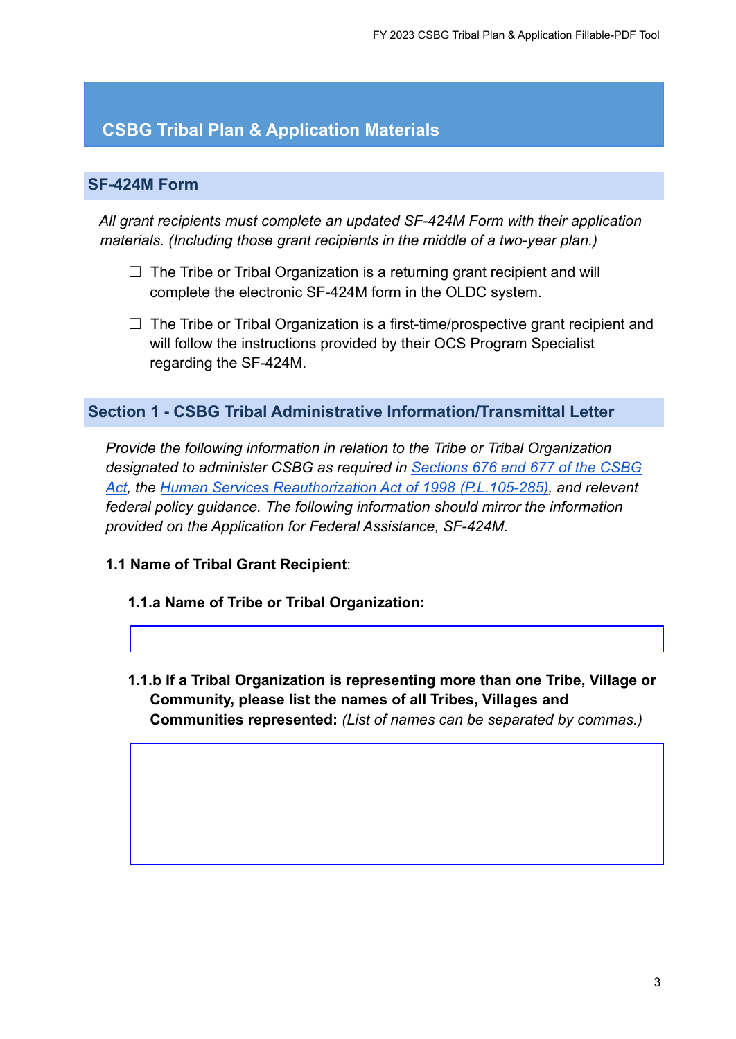# CSBG Tribal Plan & Application Materials

## SF-424M Form

*All grant recipients must complete an updated SF-424M Form with their application materials. (Including those grant recipients in the middle of a two-year plan.)*

☐ The Tribe or Tribal Organization is a returning grant recipient and will complete the electronic SF-424M form in the OLDC system.

☐ The Tribe or Tribal Organization is a first-time/prospective grant recipient and will follow the instructions provided by their OCS Program Specialist regarding the SF-424M.

## Section 1 - CSBG Tribal Administrative Information/Transmittal Letter

*Provide the following information in relation to the Tribe or Tribal Organization designated to administer CSBG as required in [Sections 676 and 677 of the CSBG Act](), the [Human Services Reauthorization Act of 1998 (P.L.105-285)](), and relevant federal policy guidance. The following information should mirror the information provided on the Application for Federal Assistance, SF-424M.*

**1.1 Name of Tribal Grant Recipient**:

**1.1.a Name of Tribe or Tribal Organization:**

**1.1.b If a Tribal Organization is representing more than one Tribe, Village or Community, please list the names of all Tribes, Villages and Communities represented:** *(List of names can be separated by commas.)*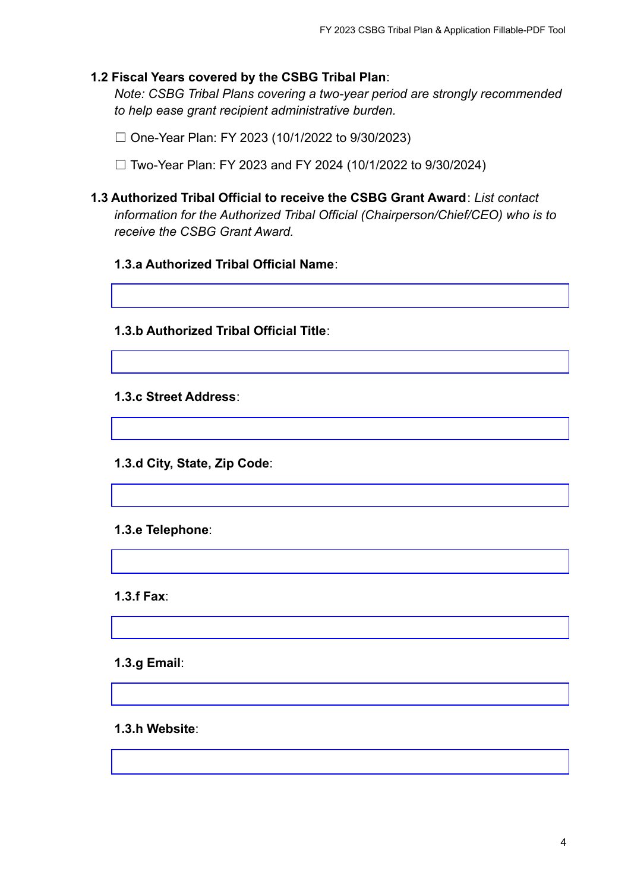**1.2 Fiscal Years covered by the CSBG Tribal Plan**:

*Note: CSBG Tribal Plans covering a two-year period are strongly recommended to help ease grant recipient administrative burden.*

☐ One-Year Plan: FY 2023 (10/1/2022 to 9/30/2023)

☐ Two-Year Plan: FY 2023 and FY 2024 (10/1/2022 to 9/30/2024)

**1.3 Authorized Tribal Official to receive the CSBG Grant Award**: *List contact information for the Authorized Tribal Official (Chairperson/Chief/CEO) who is to receive the CSBG Grant Award.*

**1.3.a Authorized Tribal Official Name**:

**1.3.b Authorized Tribal Official Title**:

**1.3.c Street Address**:

**1.3.d City, State, Zip Code**:

**1.3.e Telephone**:

**1.3.f Fax**:

**1.3.g Email**:

**1.3.h Website**: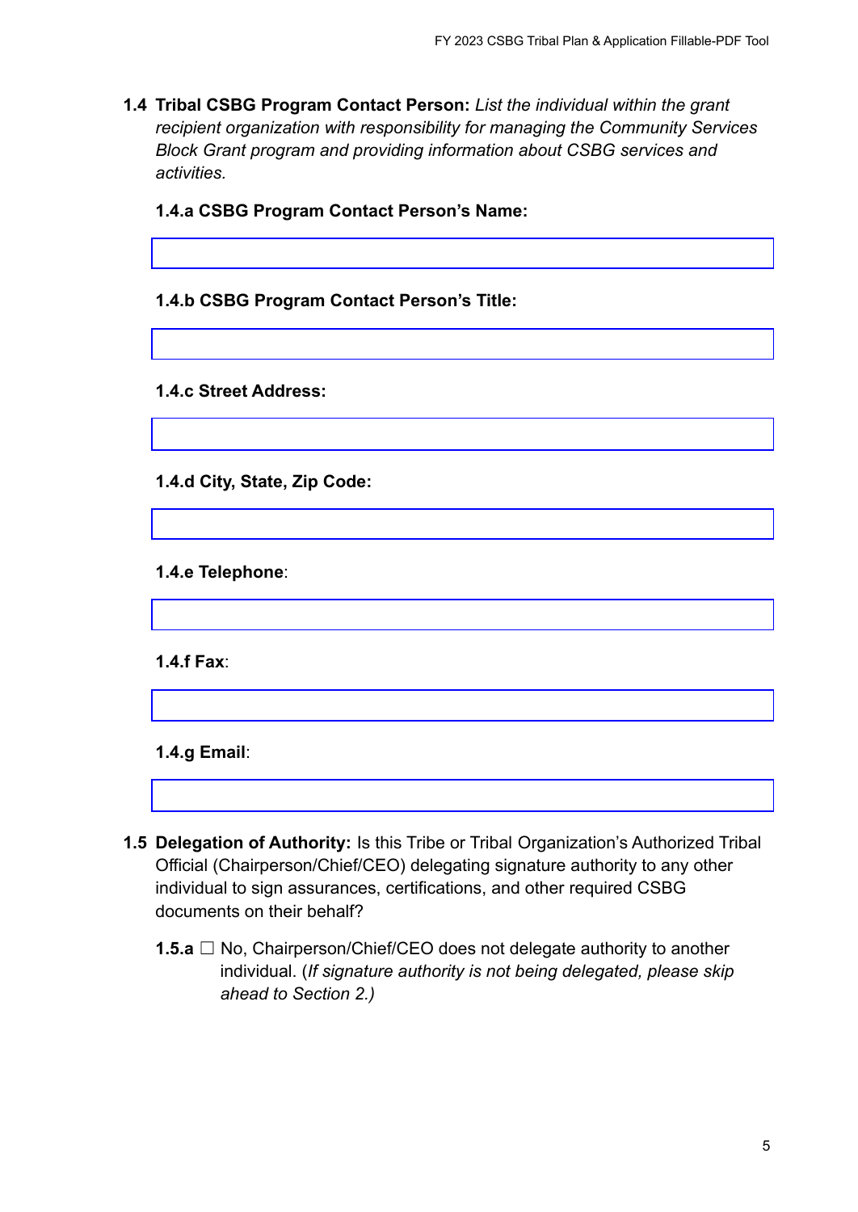**1.4 Tribal CSBG Program Contact Person:** *List the individual within the grant recipient organization with responsibility for managing the Community Services Block Grant program and providing information about CSBG services and activities.*

**1.4.a CSBG Program Contact Person's Name:**

**1.4.b CSBG Program Contact Person's Title:**

**1.4.c Street Address:**

**1.4.d City, State, Zip Code:**

**1.4.e Telephone**:

**1.4.f Fax**:

**1.4.g Email**:

**1.5 Delegation of Authority:** Is this Tribe or Tribal Organization's Authorized Tribal Official (Chairperson/Chief/CEO) delegating signature authority to any other individual to sign assurances, certifications, and other required CSBG documents on their behalf?

**1.5.a** ☐ No, Chairperson/Chief/CEO does not delegate authority to another individual. (*If signature authority is not being delegated, please skip ahead to Section 2.)*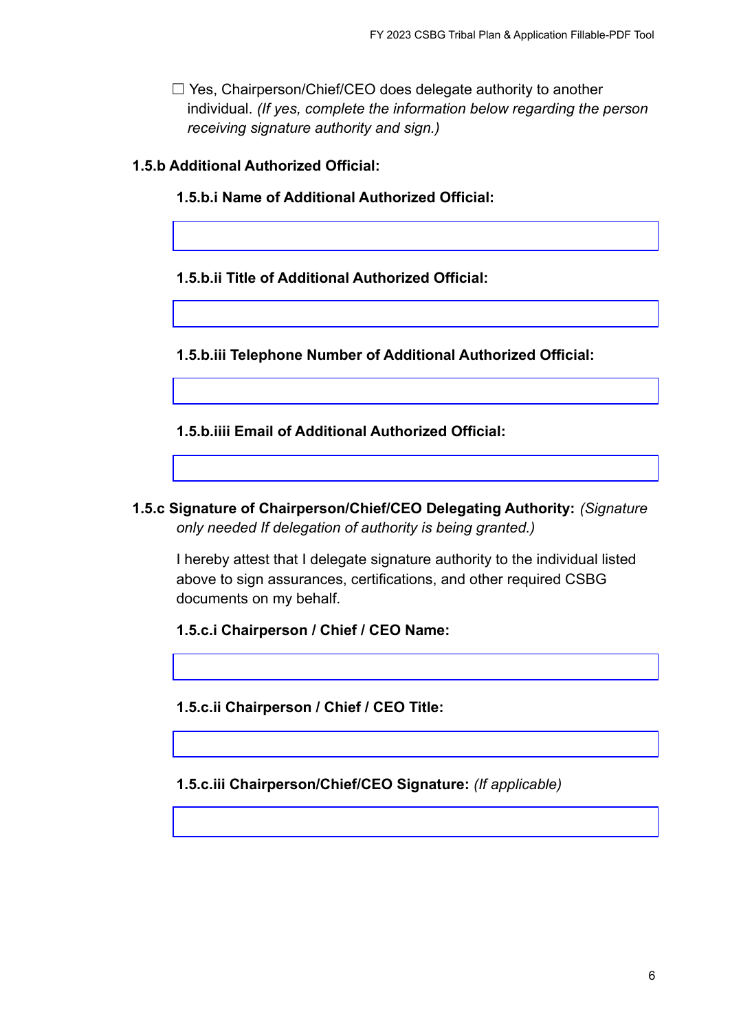☐ Yes, Chairperson/Chief/CEO does delegate authority to another individual. *(If yes, complete the information below regarding the person receiving signature authority and sign.)*

**1.5.b Additional Authorized Official:**

**1.5.b.i Name of Additional Authorized Official:**

**1.5.b.ii Title of Additional Authorized Official:**

**1.5.b.iii Telephone Number of Additional Authorized Official:**

**1.5.b.iiii Email of Additional Authorized Official:**

**1.5.c Signature of Chairperson/Chief/CEO Delegating Authority:** *(Signature only needed If delegation of authority is being granted.)*

I hereby attest that I delegate signature authority to the individual listed above to sign assurances, certifications, and other required CSBG documents on my behalf.

**1.5.c.i Chairperson / Chief / CEO Name:**

**1.5.c.ii Chairperson / Chief / CEO Title:**

**1.5.c.iii Chairperson/Chief/CEO Signature:** *(If applicable)*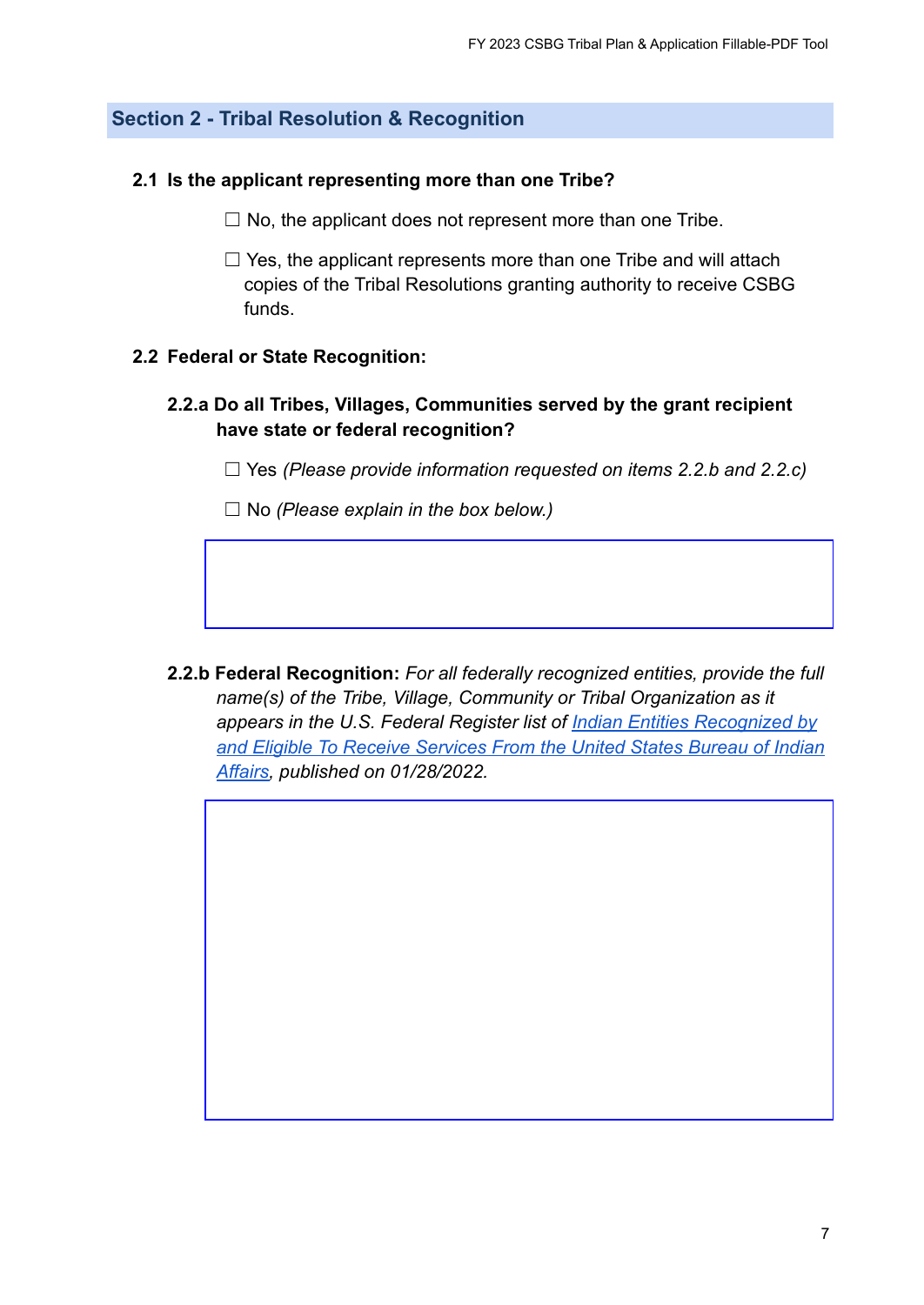## Section 2 - Tribal Resolution & Recognition

**2.1 Is the applicant representing more than one Tribe?**

☐ No, the applicant does not represent more than one Tribe.

☐ Yes, the applicant represents more than one Tribe and will attach copies of the Tribal Resolutions granting authority to receive CSBG funds.

**2.2 Federal or State Recognition:**

**2.2.a Do all Tribes, Villages, Communities served by the grant recipient have state or federal recognition?**

☐ Yes *(Please provide information requested on items 2.2.b and 2.2.c)*

☐ No *(Please explain in the box below.)*

**2.2.b Federal Recognition:** *For all federally recognized entities, provide the full name(s) of the Tribe, Village, Community or Tribal Organization as it appears in the U.S. Federal Register list of [Indian Entities Recognized by and Eligible To Receive Services From the United States Bureau of Indian Affairs](), published on 01/28/2022.*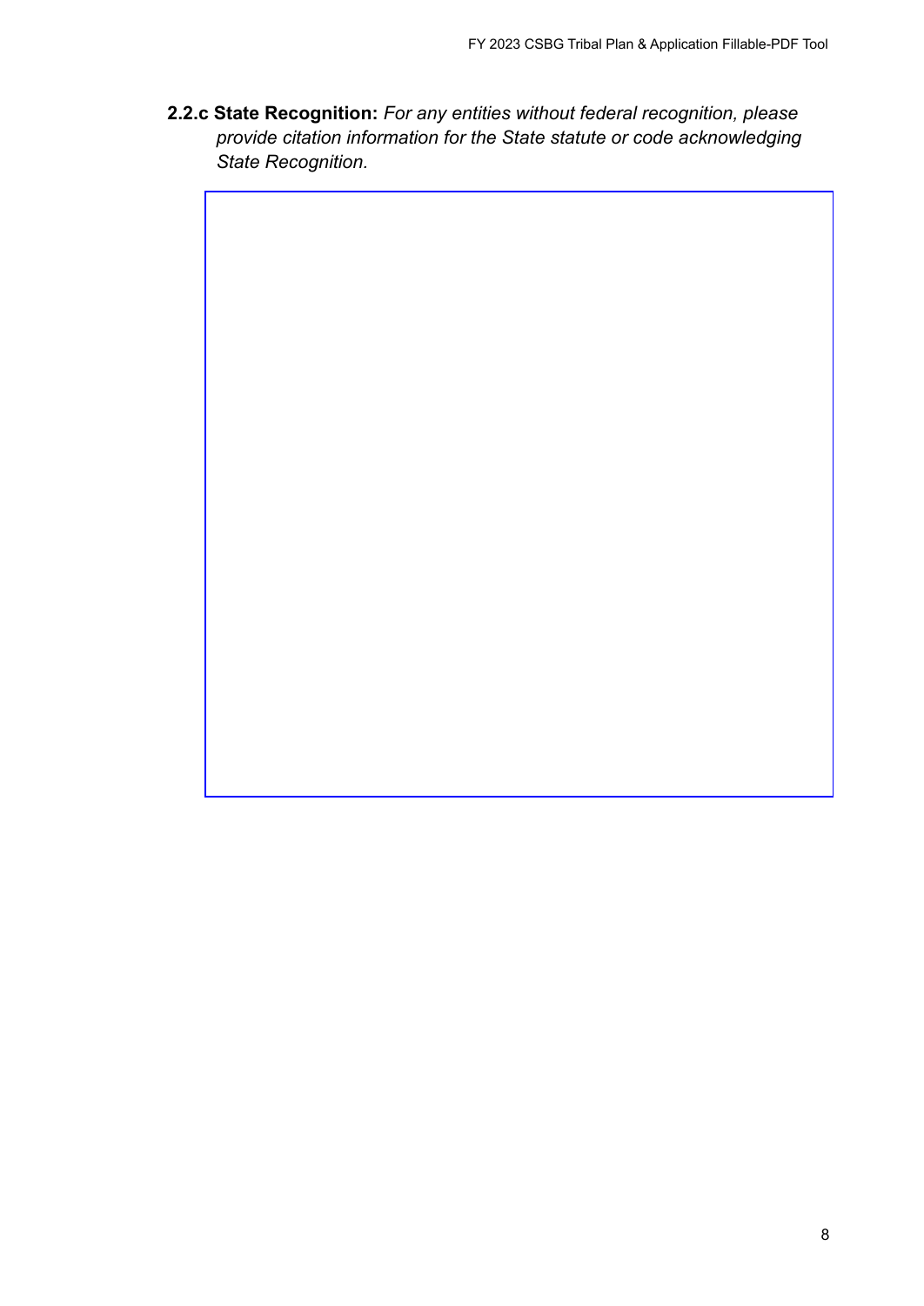**2.2.c State Recognition:** *For any entities without federal recognition, please provide citation information for the State statute or code acknowledging State Recognition.*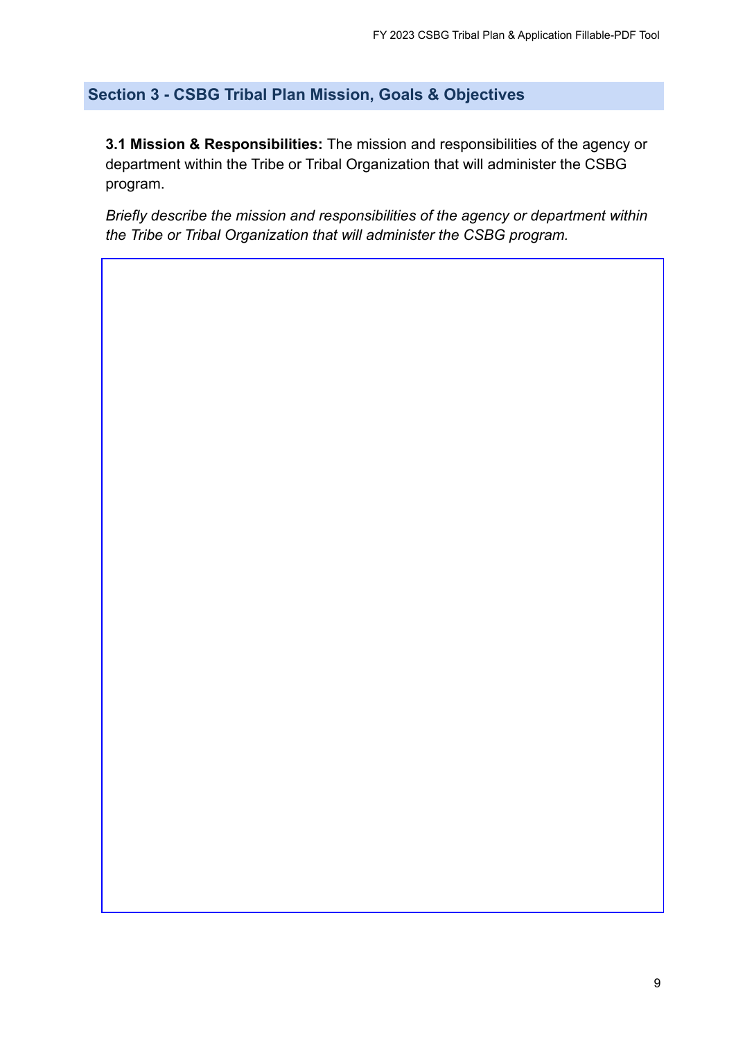## Section 3 - CSBG Tribal Plan Mission, Goals & Objectives

**3.1 Mission & Responsibilities:** The mission and responsibilities of the agency or department within the Tribe or Tribal Organization that will administer the CSBG program.

*Briefly describe the mission and responsibilities of the agency or department within the Tribe or Tribal Organization that will administer the CSBG program.*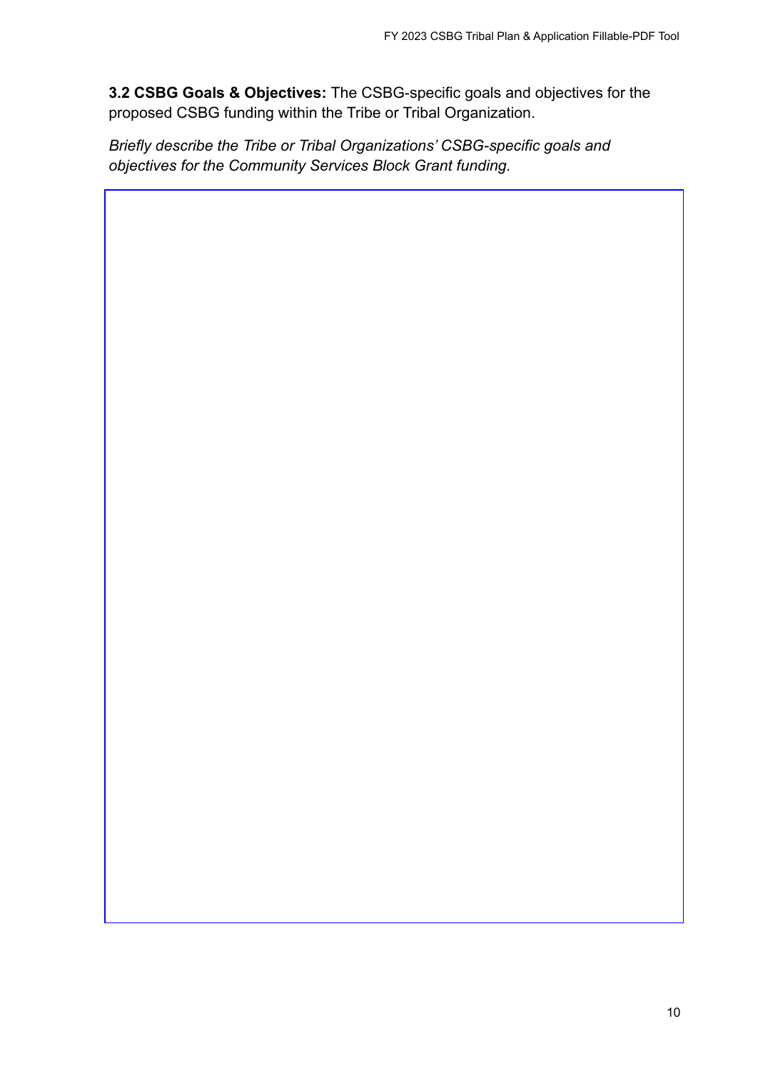**3.2 CSBG Goals & Objectives:** The CSBG-specific goals and objectives for the proposed CSBG funding within the Tribe or Tribal Organization.

*Briefly describe the Tribe or Tribal Organizations' CSBG-specific goals and objectives for the Community Services Block Grant funding.*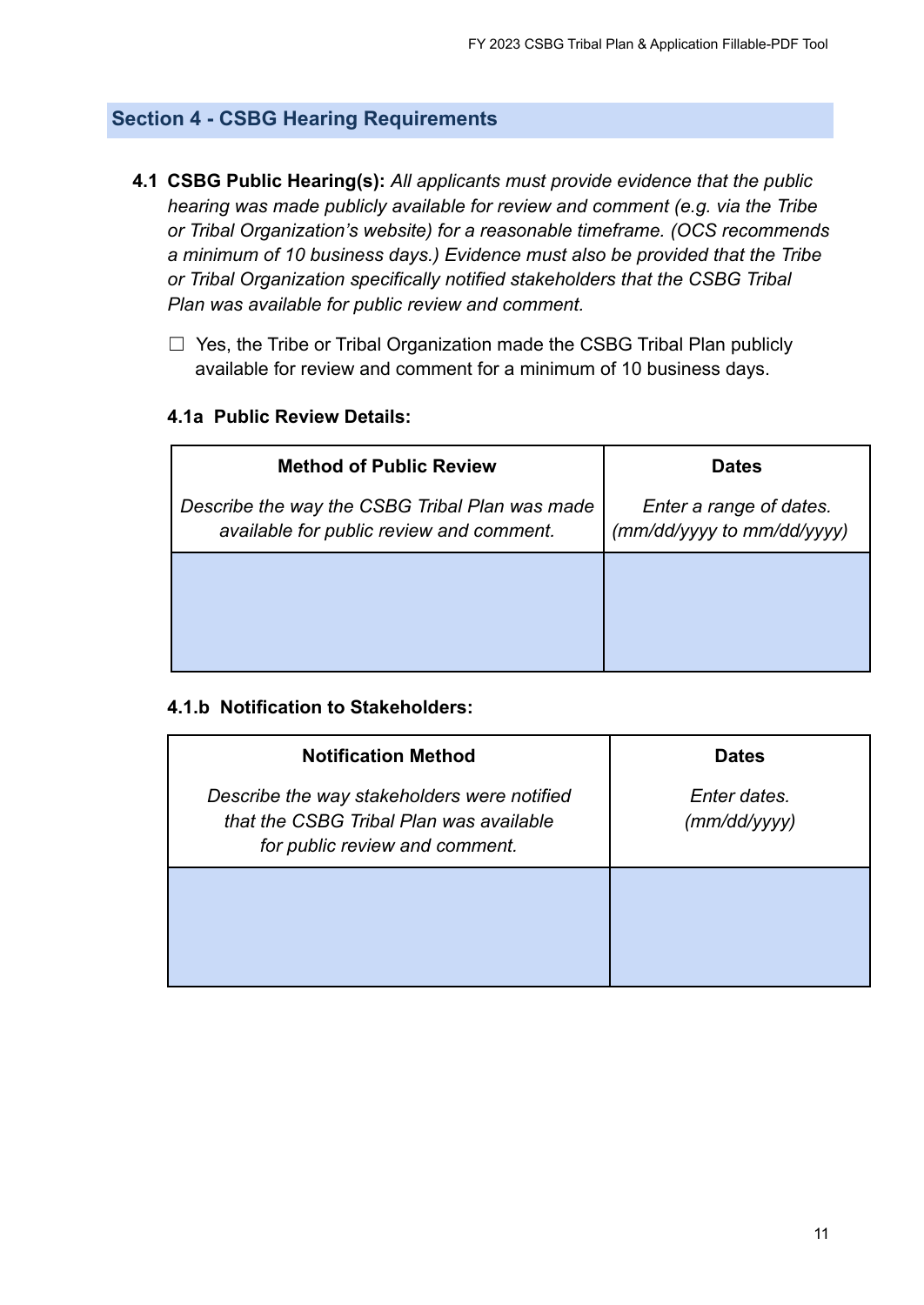## Section 4 - CSBG Hearing Requirements

**4.1 CSBG Public Hearing(s):** *All applicants must provide evidence that the public hearing was made publicly available for review and comment (e.g. via the Tribe or Tribal Organization's website) for a reasonable timeframe. (OCS recommends a minimum of 10 business days.) Evidence must also be provided that the Tribe or Tribal Organization specifically notified stakeholders that the CSBG Tribal Plan was available for public review and comment.*

☐ Yes, the Tribe or Tribal Organization made the CSBG Tribal Plan publicly available for review and comment for a minimum of 10 business days.

**4.1a Public Review Details:**

| **Method of Public Review**<br>*Describe the way the CSBG Tribal Plan was made available for public review and comment.* | **Dates**<br>*Enter a range of dates. (mm/dd/yyyy to mm/dd/yyyy)* |
|---|---|
| | |

**4.1.b Notification to Stakeholders:**

| **Notification Method**<br>*Describe the way stakeholders were notified that the CSBG Tribal Plan was available for public review and comment.* | **Dates**<br>*Enter dates. (mm/dd/yyyy)* |
|---|---|
| | |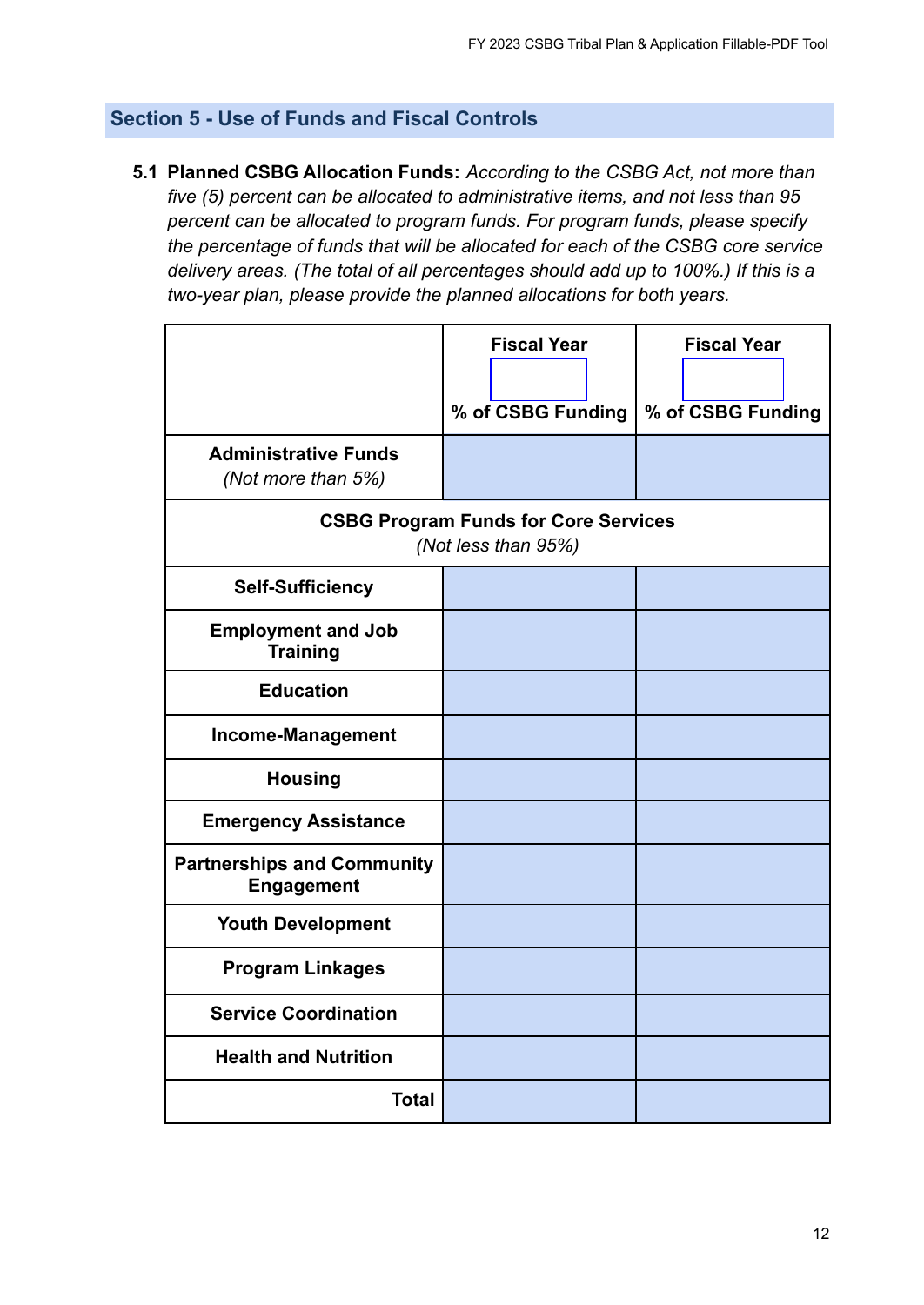## Section 5 - Use of Funds and Fiscal Controls

**5.1 Planned CSBG Allocation Funds:** *According to the CSBG Act, not more than five (5) percent can be allocated to administrative items, and not less than 95 percent can be allocated to program funds. For program funds, please specify the percentage of funds that will be allocated for each of the CSBG core service delivery areas. (The total of all percentages should add up to 100%.) If this is a two-year plan, please provide the planned allocations for both years.*

| | Fiscal Year<br><br>% of CSBG Funding | Fiscal Year<br><br>% of CSBG Funding |
|---|---|---|
| **Administrative Funds** *(Not more than 5%)* | | |
| **CSBG Program Funds for Core Services** *(Not less than 95%)* | | |
| **Self-Sufficiency** | | |
| **Employment and Job Training** | | |
| **Education** | | |
| **Income-Management** | | |
| **Housing** | | |
| **Emergency Assistance** | | |
| **Partnerships and Community Engagement** | | |
| **Youth Development** | | |
| **Program Linkages** | | |
| **Service Coordination** | | |
| **Health and Nutrition** | | |
| **Total** | | |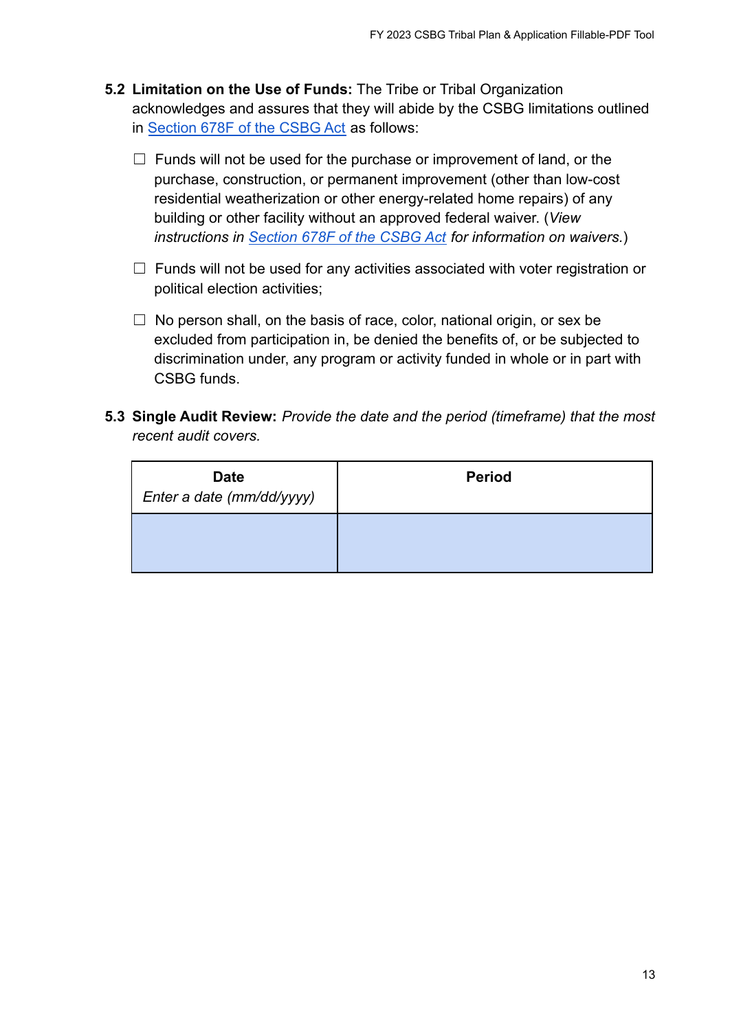**5.2 Limitation on the Use of Funds:** The Tribe or Tribal Organization acknowledges and assures that they will abide by the CSBG limitations outlined in [Section 678F of the CSBG Act](#) as follows:

- ☐ Funds will not be used for the purchase or improvement of land, or the purchase, construction, or permanent improvement (other than low-cost residential weatherization or other energy-related home repairs) of any building or other facility without an approved federal waiver. (*View instructions in [Section 678F of the CSBG Act](#) for information on waivers.*)
- ☐ Funds will not be used for any activities associated with voter registration or political election activities;
- ☐ No person shall, on the basis of race, color, national origin, or sex be excluded from participation in, be denied the benefits of, or be subjected to discrimination under, any program or activity funded in whole or in part with CSBG funds.

**5.3 Single Audit Review:** *Provide the date and the period (timeframe) that the most recent audit covers.*

| **Date** *Enter a date (mm/dd/yyyy)* | **Period** |
| --- | --- |
| | |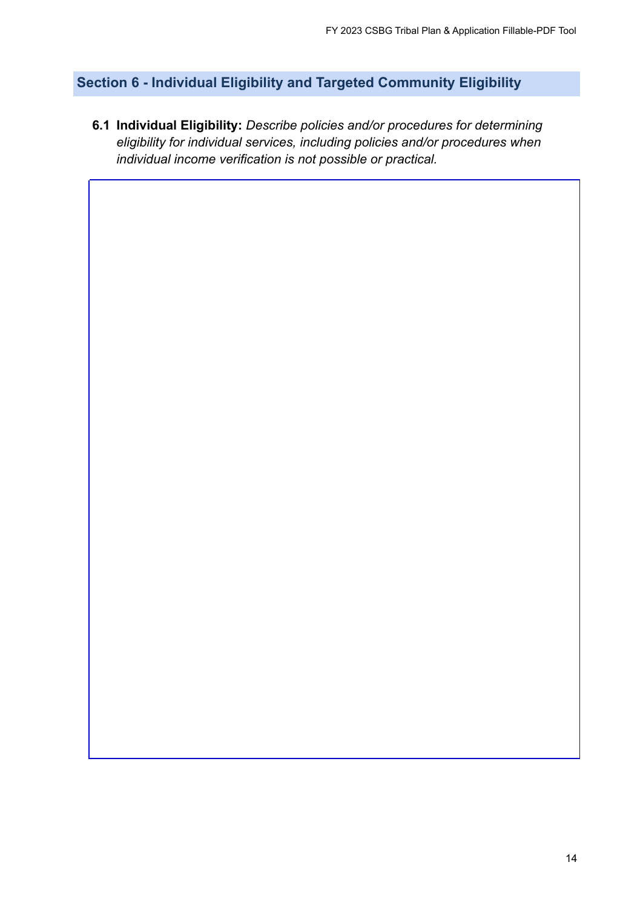## Section 6 - Individual Eligibility and Targeted Community Eligibility

**6.1 Individual Eligibility:** *Describe policies and/or procedures for determining eligibility for individual services, including policies and/or procedures when individual income verification is not possible or practical.*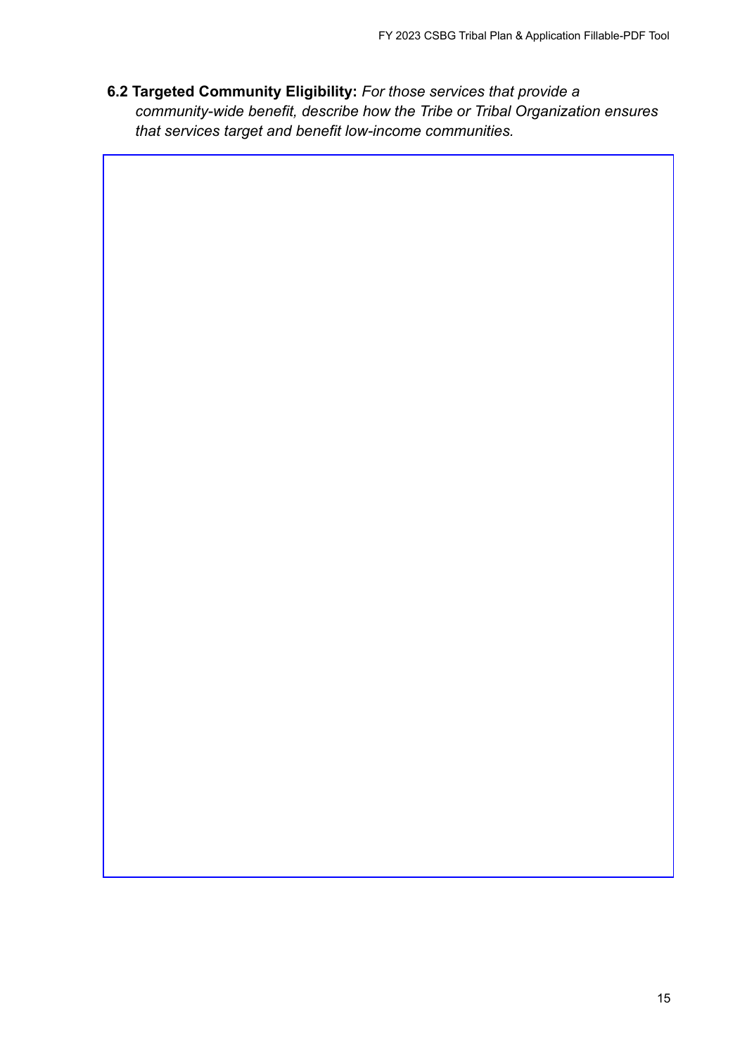**6.2 Targeted Community Eligibility:** *For those services that provide a community-wide benefit, describe how the Tribe or Tribal Organization ensures that services target and benefit low-income communities.*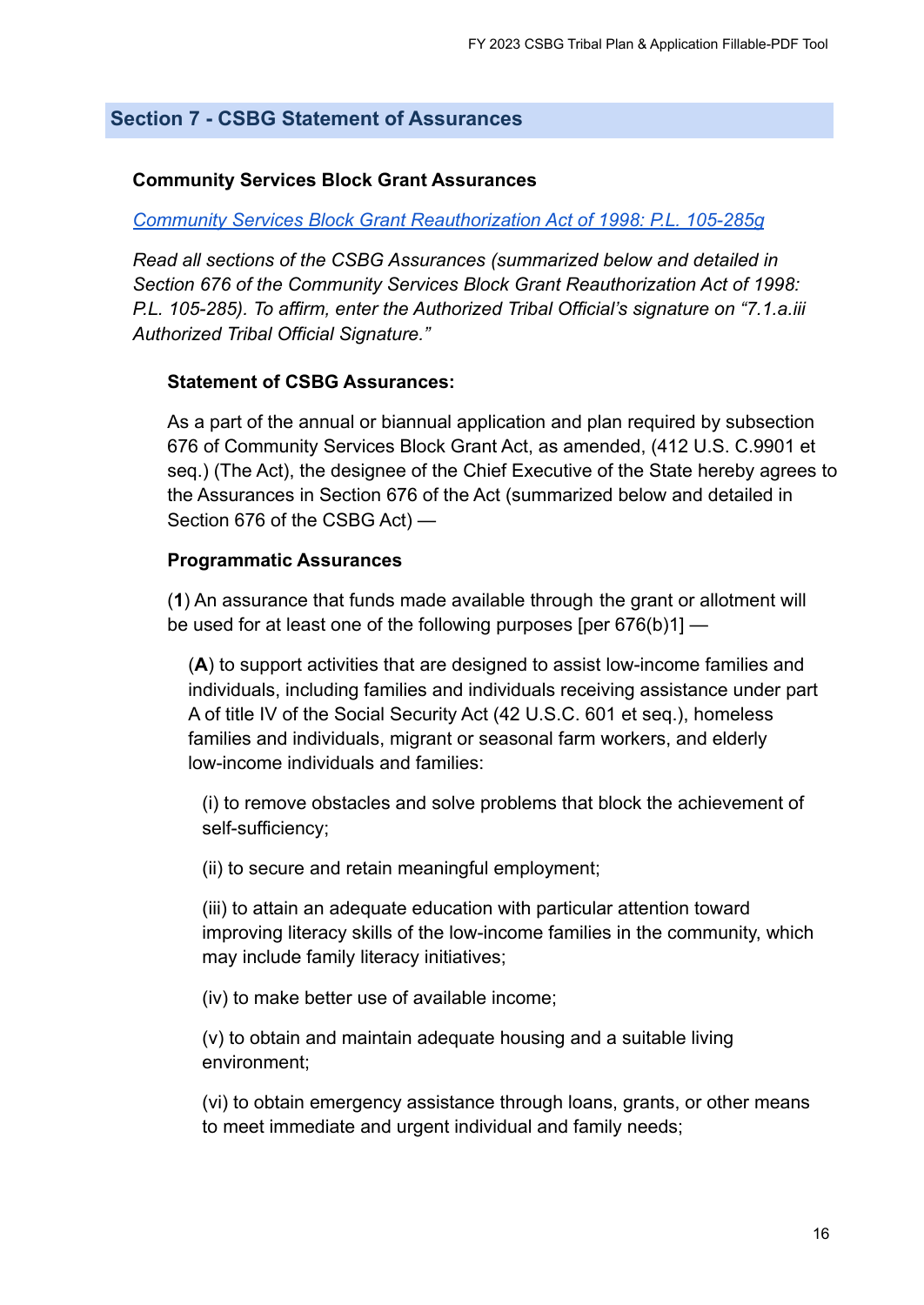## Section 7 - CSBG Statement of Assurances

**Community Services Block Grant Assurances**

*Community Services Block Grant Reauthorization Act of 1998: P.L. 105-285g*

*Read all sections of the CSBG Assurances (summarized below and detailed in Section 676 of the Community Services Block Grant Reauthorization Act of 1998: P.L. 105-285). To affirm, enter the Authorized Tribal Official's signature on "7.1.a.iii Authorized Tribal Official Signature."*

**Statement of CSBG Assurances:**

As a part of the annual or biannual application and plan required by subsection 676 of Community Services Block Grant Act, as amended, (412 U.S. C.9901 et seq.) (The Act), the designee of the Chief Executive of the State hereby agrees to the Assurances in Section 676 of the Act (summarized below and detailed in Section 676 of the CSBG Act) —

**Programmatic Assurances**

(**1**) An assurance that funds made available through the grant or allotment will be used for at least one of the following purposes [per 676(b)1] —

(**A**) to support activities that are designed to assist low-income families and individuals, including families and individuals receiving assistance under part A of title IV of the Social Security Act (42 U.S.C. 601 et seq.), homeless families and individuals, migrant or seasonal farm workers, and elderly low-income individuals and families:

(i) to remove obstacles and solve problems that block the achievement of self-sufficiency;

(ii) to secure and retain meaningful employment;

(iii) to attain an adequate education with particular attention toward improving literacy skills of the low-income families in the community, which may include family literacy initiatives;

(iv) to make better use of available income;

(v) to obtain and maintain adequate housing and a suitable living environment;

(vi) to obtain emergency assistance through loans, grants, or other means to meet immediate and urgent individual and family needs;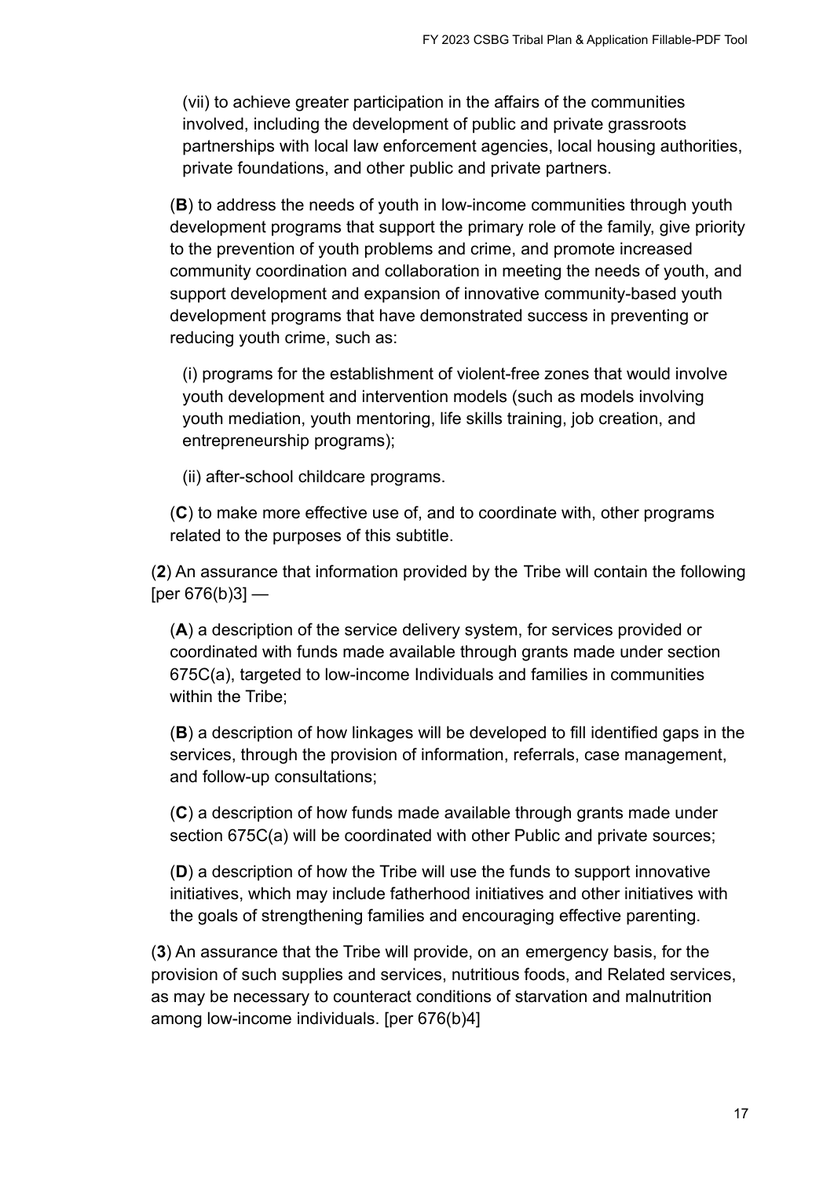(vii) to achieve greater participation in the affairs of the communities involved, including the development of public and private grassroots partnerships with local law enforcement agencies, local housing authorities, private foundations, and other public and private partners.

(**B**) to address the needs of youth in low-income communities through youth development programs that support the primary role of the family, give priority to the prevention of youth problems and crime, and promote increased community coordination and collaboration in meeting the needs of youth, and support development and expansion of innovative community-based youth development programs that have demonstrated success in preventing or reducing youth crime, such as:

(i) programs for the establishment of violent-free zones that would involve youth development and intervention models (such as models involving youth mediation, youth mentoring, life skills training, job creation, and entrepreneurship programs);

(ii) after-school childcare programs.

(**C**) to make more effective use of, and to coordinate with, other programs related to the purposes of this subtitle.

(**2**) An assurance that information provided by the Tribe will contain the following [per 676(b)3] —

(**A**) a description of the service delivery system, for services provided or coordinated with funds made available through grants made under section 675C(a), targeted to low-income Individuals and families in communities within the Tribe;

(**B**) a description of how linkages will be developed to fill identified gaps in the services, through the provision of information, referrals, case management, and follow-up consultations;

(**C**) a description of how funds made available through grants made under section 675C(a) will be coordinated with other Public and private sources;

(**D**) a description of how the Tribe will use the funds to support innovative initiatives, which may include fatherhood initiatives and other initiatives with the goals of strengthening families and encouraging effective parenting.

(**3**) An assurance that the Tribe will provide, on an emergency basis, for the provision of such supplies and services, nutritious foods, and Related services, as may be necessary to counteract conditions of starvation and malnutrition among low-income individuals. [per 676(b)4]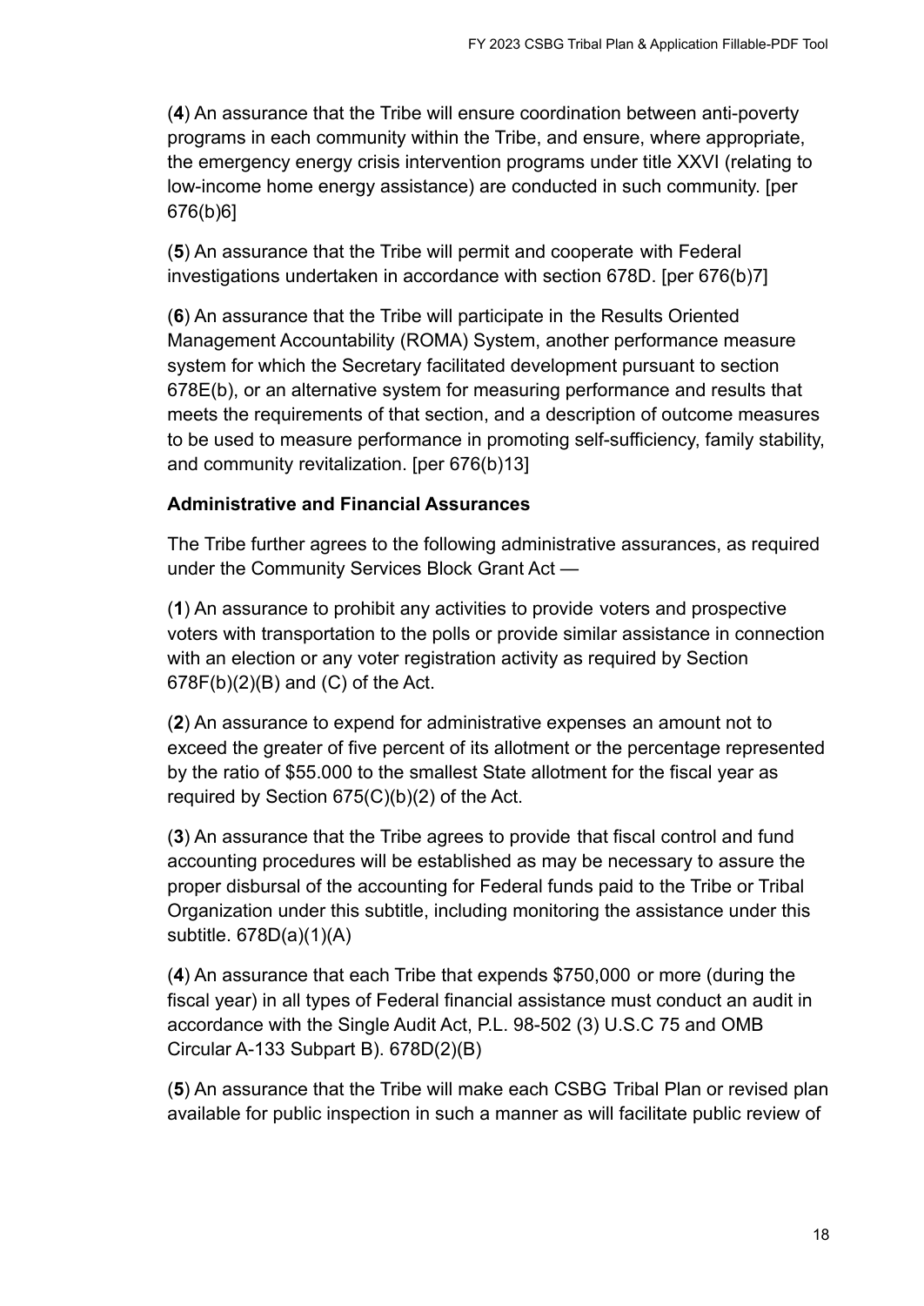(**4**) An assurance that the Tribe will ensure coordination between anti-poverty programs in each community within the Tribe, and ensure, where appropriate, the emergency energy crisis intervention programs under title XXVI (relating to low-income home energy assistance) are conducted in such community. [per 676(b)6]

(**5**) An assurance that the Tribe will permit and cooperate with Federal investigations undertaken in accordance with section 678D. [per 676(b)7]

(**6**) An assurance that the Tribe will participate in the Results Oriented Management Accountability (ROMA) System, another performance measure system for which the Secretary facilitated development pursuant to section 678E(b), or an alternative system for measuring performance and results that meets the requirements of that section, and a description of outcome measures to be used to measure performance in promoting self-sufficiency, family stability, and community revitalization. [per 676(b)13]

**Administrative and Financial Assurances**

The Tribe further agrees to the following administrative assurances, as required under the Community Services Block Grant Act —

(**1**) An assurance to prohibit any activities to provide voters and prospective voters with transportation to the polls or provide similar assistance in connection with an election or any voter registration activity as required by Section 678F(b)(2)(B) and (C) of the Act.

(**2**) An assurance to expend for administrative expenses an amount not to exceed the greater of five percent of its allotment or the percentage represented by the ratio of $55.000 to the smallest State allotment for the fiscal year as required by Section 675(C)(b)(2) of the Act.

(**3**) An assurance that the Tribe agrees to provide that fiscal control and fund accounting procedures will be established as may be necessary to assure the proper disbursal of the accounting for Federal funds paid to the Tribe or Tribal Organization under this subtitle, including monitoring the assistance under this subtitle. 678D(a)(1)(A)

(**4**) An assurance that each Tribe that expends $750,000 or more (during the fiscal year) in all types of Federal financial assistance must conduct an audit in accordance with the Single Audit Act, P.L. 98-502 (3) U.S.C 75 and OMB Circular A-133 Subpart B). 678D(2)(B)

(**5**) An assurance that the Tribe will make each CSBG Tribal Plan or revised plan available for public inspection in such a manner as will facilitate public review of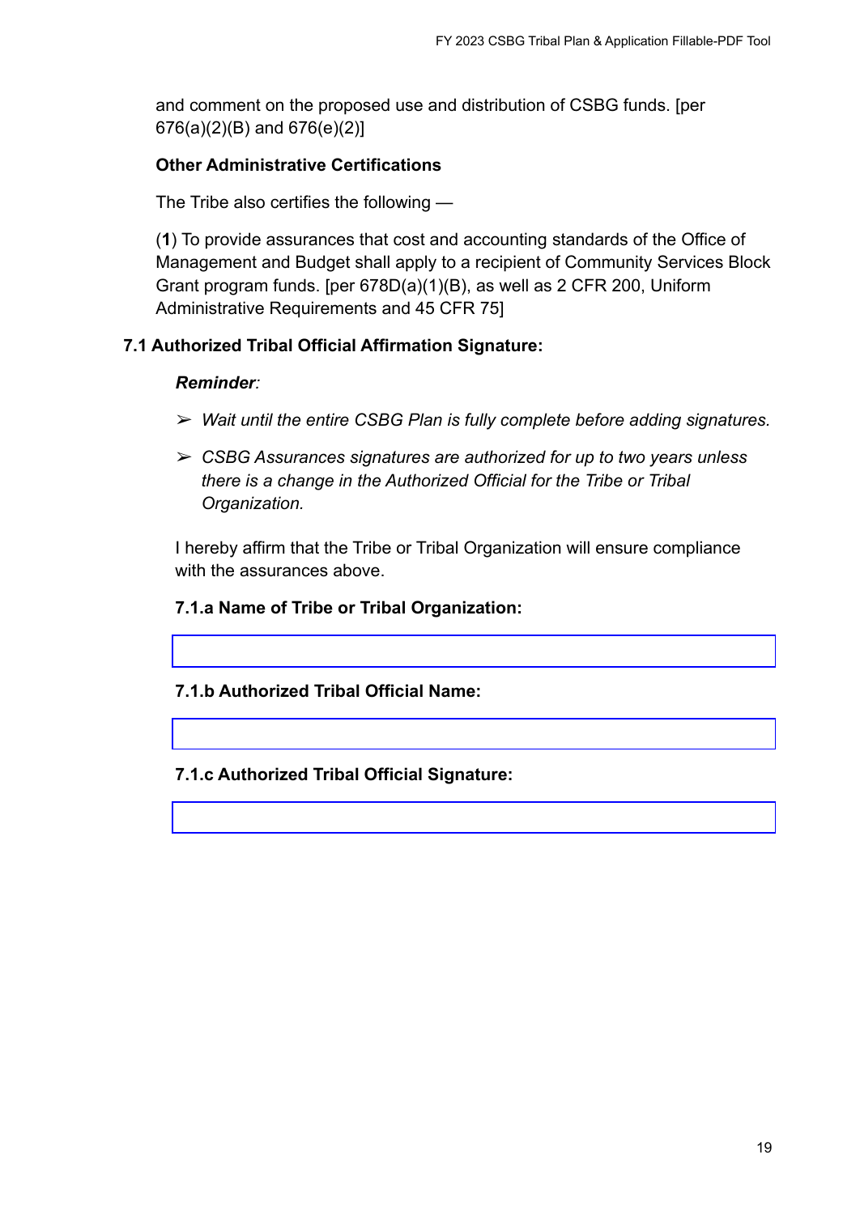and comment on the proposed use and distribution of CSBG funds. [per 676(a)(2)(B) and 676(e)(2)]

**Other Administrative Certifications**

The Tribe also certifies the following —

(**1**) To provide assurances that cost and accounting standards of the Office of Management and Budget shall apply to a recipient of Community Services Block Grant program funds. [per 678D(a)(1)(B), as well as 2 CFR 200, Uniform Administrative Requirements and 45 CFR 75]

### 7.1 Authorized Tribal Official Affirmation Signature:

***Reminder***:

- *Wait until the entire CSBG Plan is fully complete before adding signatures.*
- *CSBG Assurances signatures are authorized for up to two years unless there is a change in the Authorized Official for the Tribe or Tribal Organization.*

I hereby affirm that the Tribe or Tribal Organization will ensure compliance with the assurances above.

**7.1.a Name of Tribe or Tribal Organization:**

**7.1.b Authorized Tribal Official Name:**

**7.1.c Authorized Tribal Official Signature:**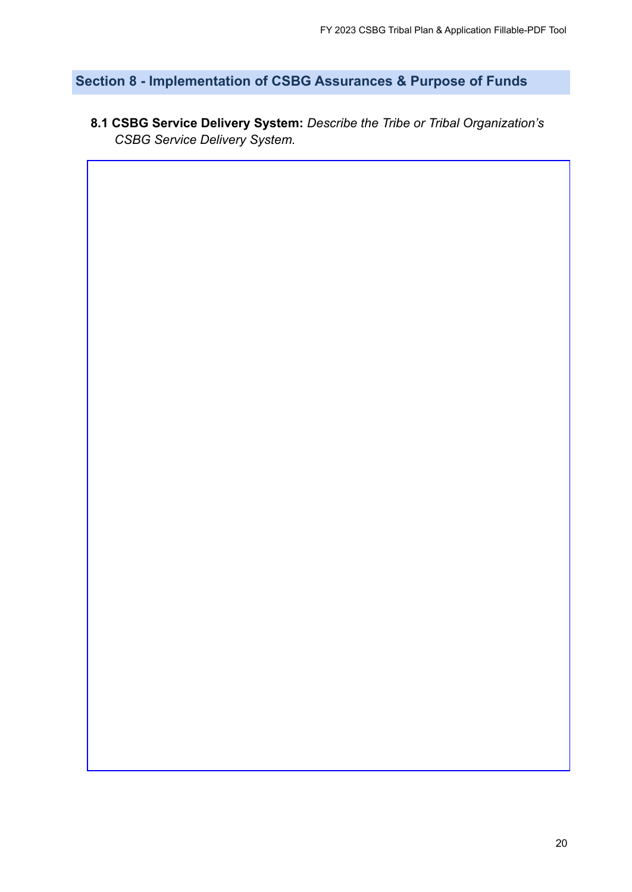## Section 8 - Implementation of CSBG Assurances & Purpose of Funds

**8.1 CSBG Service Delivery System:** *Describe the Tribe or Tribal Organization's CSBG Service Delivery System.*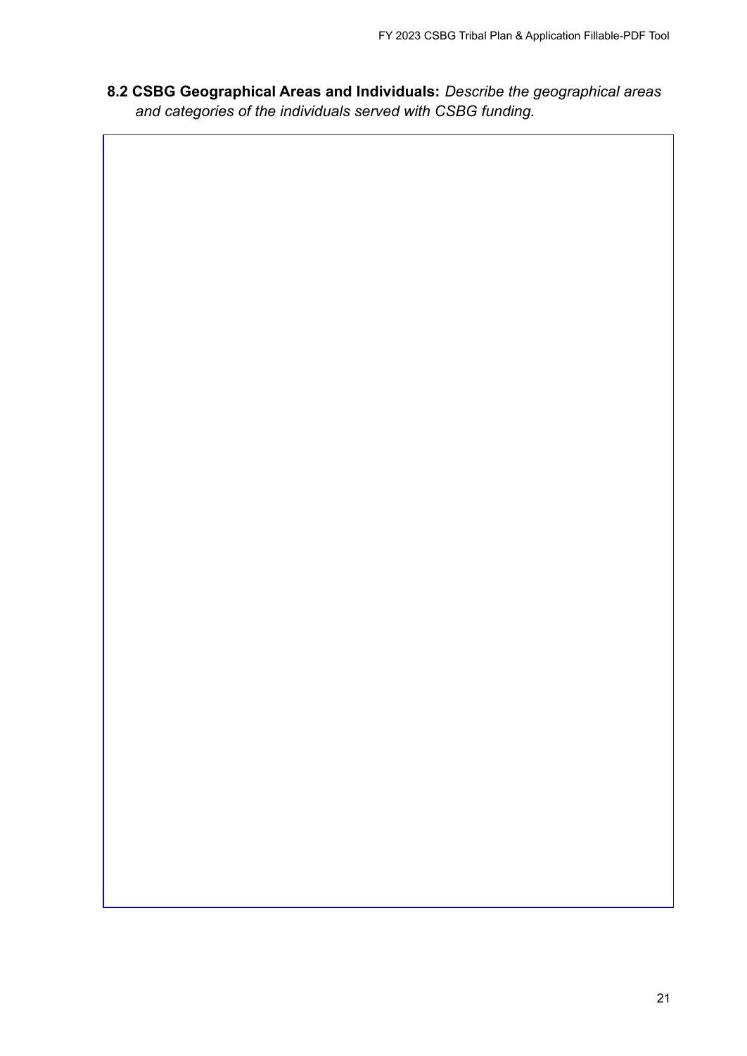**8.2 CSBG Geographical Areas and Individuals:** *Describe the geographical areas and categories of the individuals served with CSBG funding.*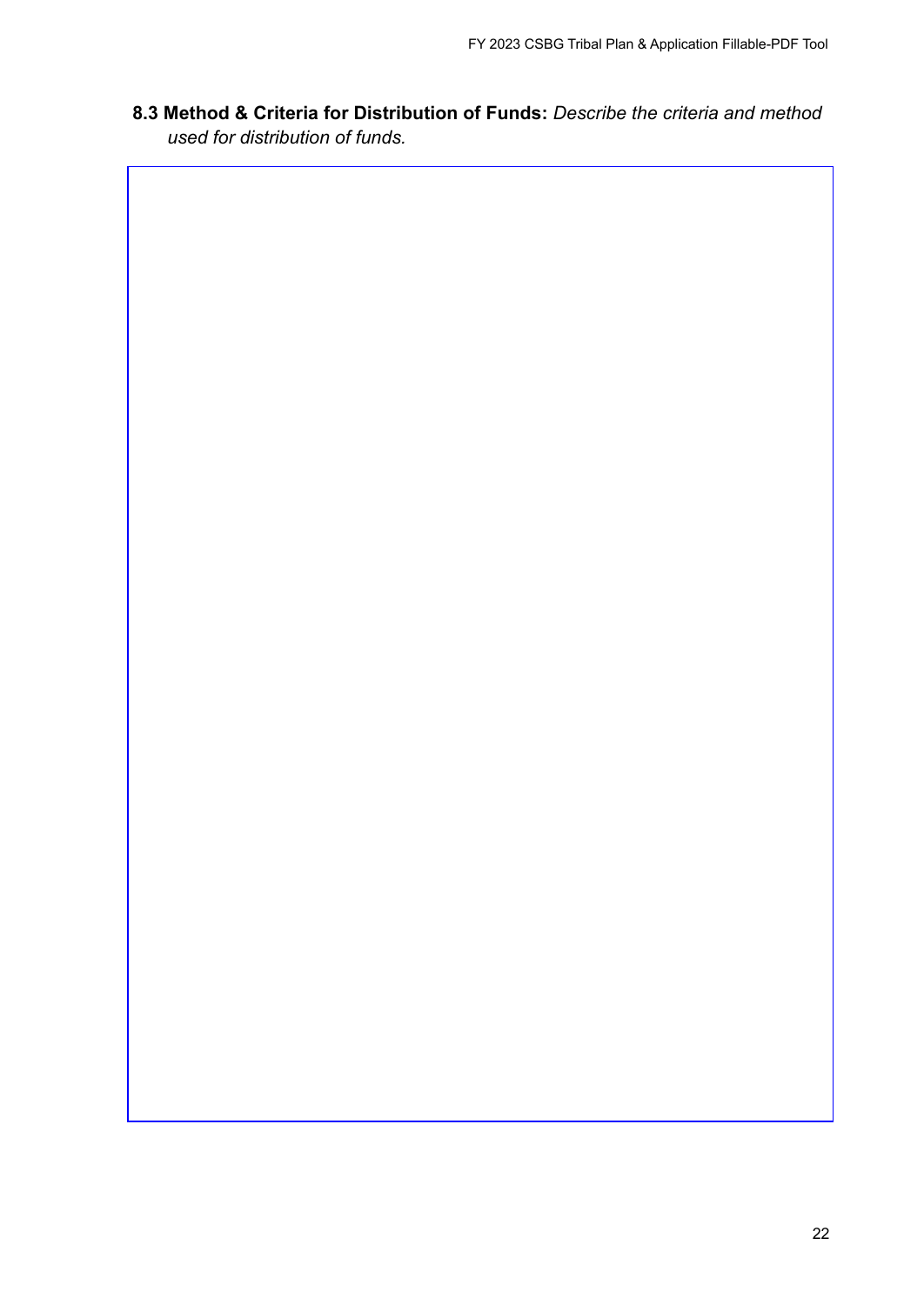**8.3 Method & Criteria for Distribution of Funds:** *Describe the criteria and method used for distribution of funds.*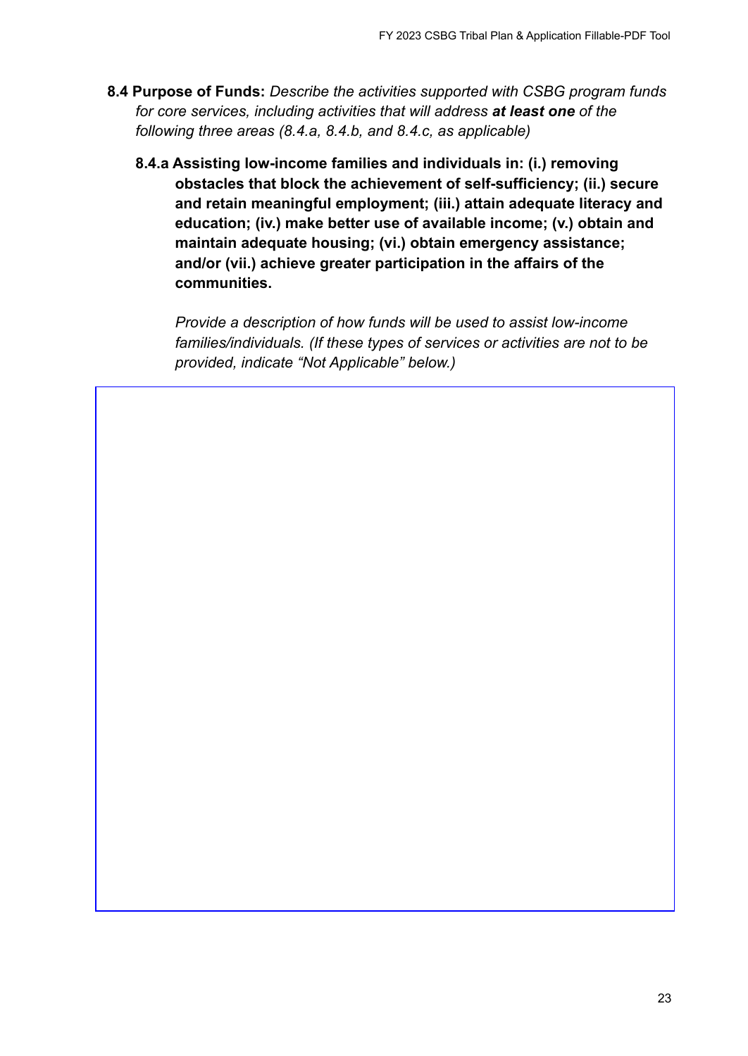**8.4 Purpose of Funds:** *Describe the activities supported with CSBG program funds for core services, including activities that will address **at least one** of the following three areas (8.4.a, 8.4.b, and 8.4.c, as applicable)*

**8.4.a Assisting low-income families and individuals in: (i.) removing obstacles that block the achievement of self-sufficiency; (ii.) secure and retain meaningful employment; (iii.) attain adequate literacy and education; (iv.) make better use of available income; (v.) obtain and maintain adequate housing; (vi.) obtain emergency assistance; and/or (vii.) achieve greater participation in the affairs of the communities.**

*Provide a description of how funds will be used to assist low-income families/individuals. (If these types of services or activities are not to be provided, indicate "Not Applicable" below.)*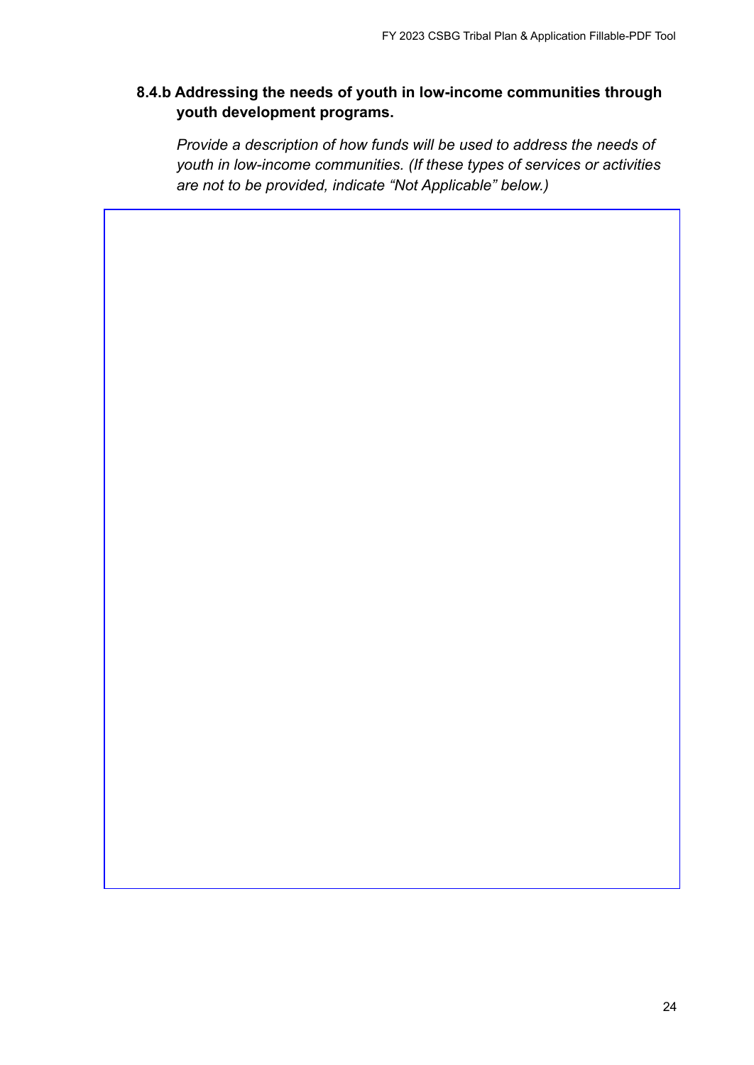### 8.4.b Addressing the needs of youth in low-income communities through youth development programs.

*Provide a description of how funds will be used to address the needs of youth in low-income communities. (If these types of services or activities are not to be provided, indicate "Not Applicable" below.)*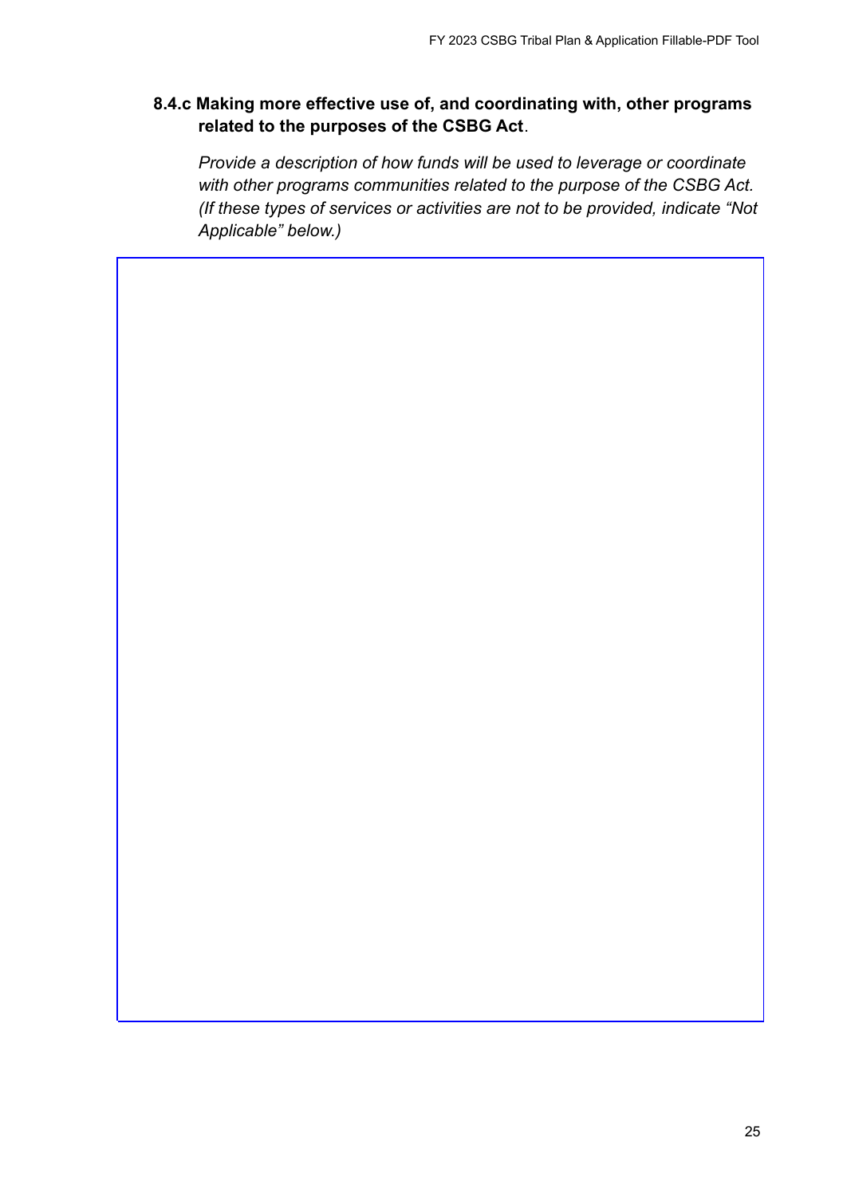### 8.4.c Making more effective use of, and coordinating with, other programs related to the purposes of the CSBG Act.

*Provide a description of how funds will be used to leverage or coordinate with other programs communities related to the purpose of the CSBG Act. (If these types of services or activities are not to be provided, indicate "Not Applicable" below.)*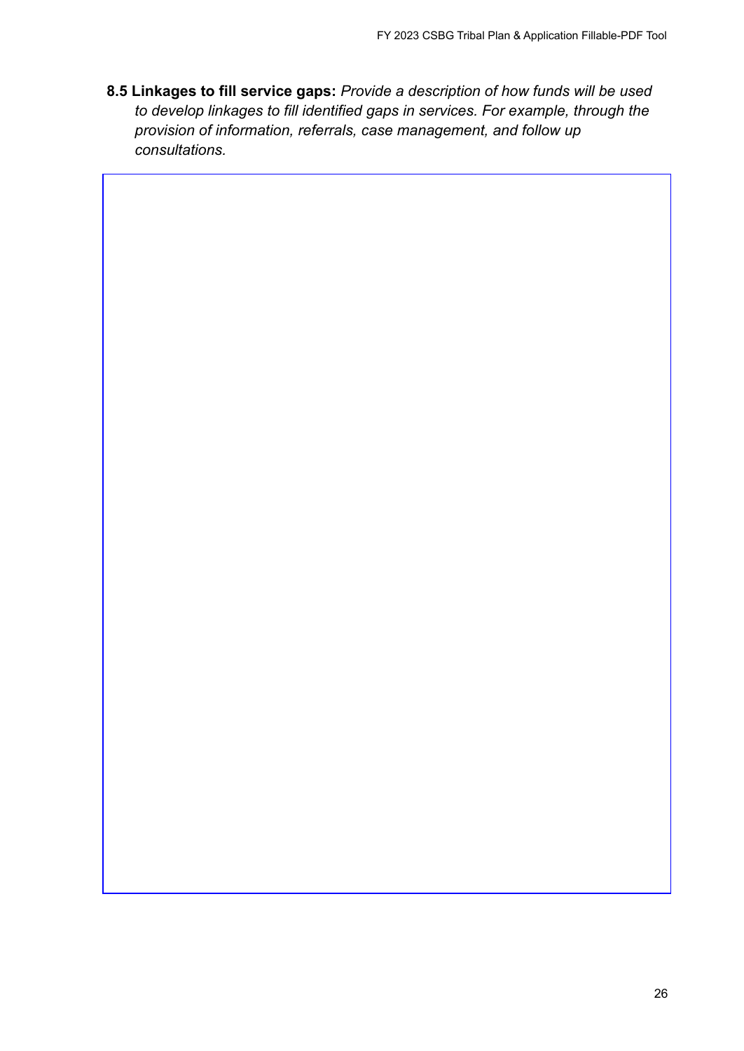**8.5 Linkages to fill service gaps:** *Provide a description of how funds will be used to develop linkages to fill identified gaps in services. For example, through the provision of information, referrals, case management, and follow up consultations.*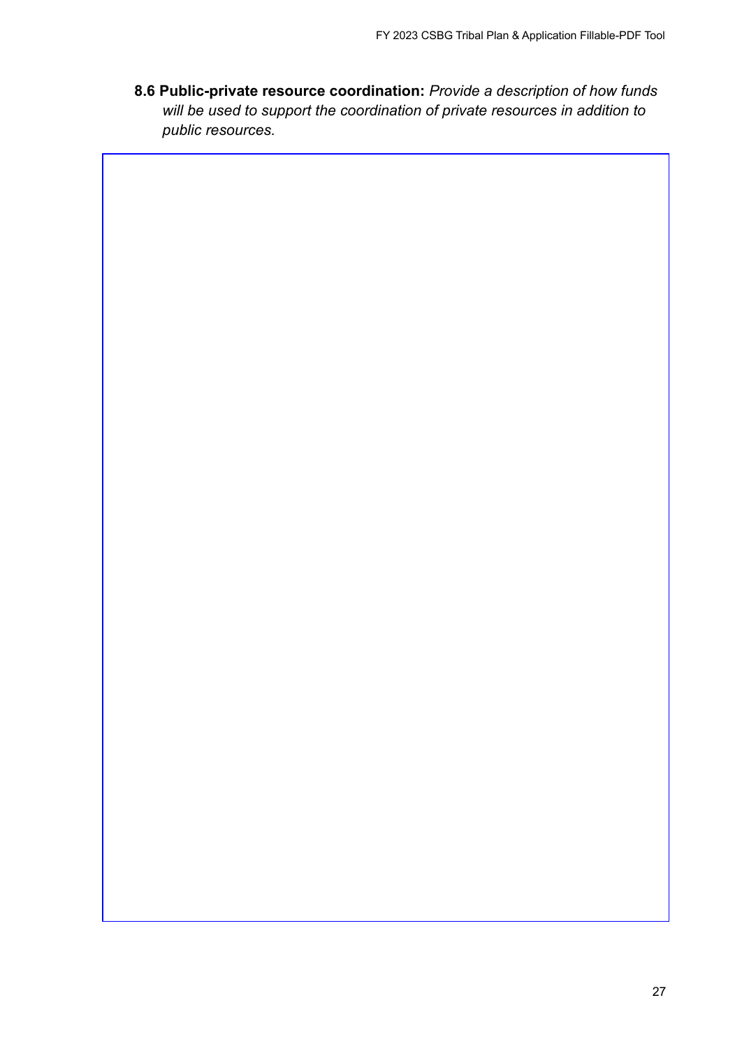**8.6 Public-private resource coordination:** *Provide a description of how funds will be used to support the coordination of private resources in addition to public resources.*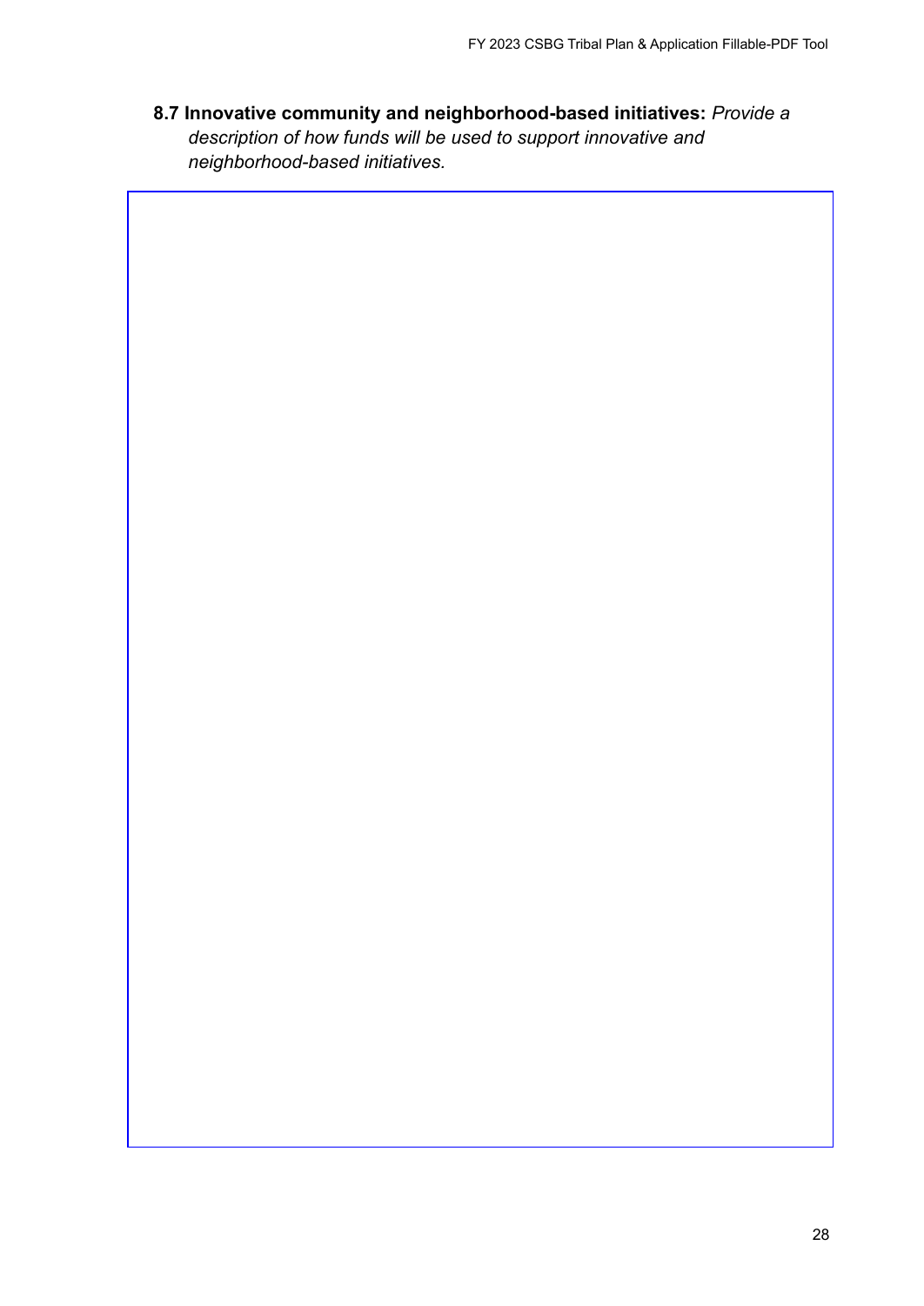**8.7 Innovative community and neighborhood-based initiatives:** *Provide a description of how funds will be used to support innovative and neighborhood-based initiatives.*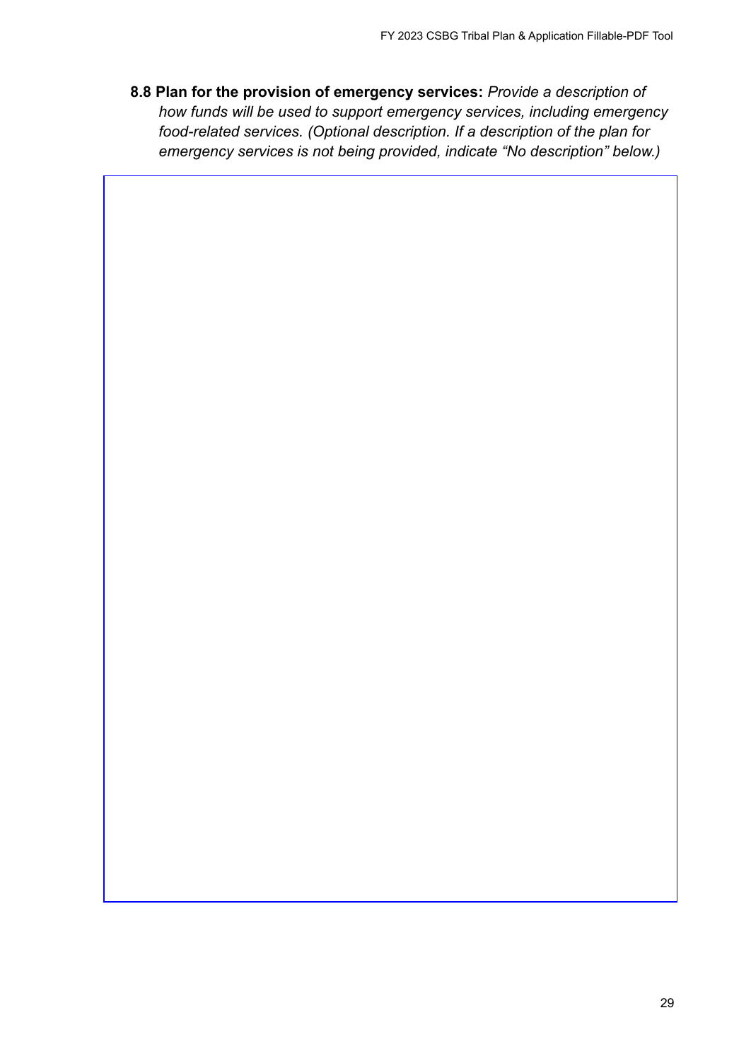**8.8 Plan for the provision of emergency services:** *Provide a description of how funds will be used to support emergency services, including emergency food-related services. (Optional description. If a description of the plan for emergency services is not being provided, indicate "No description" below.)*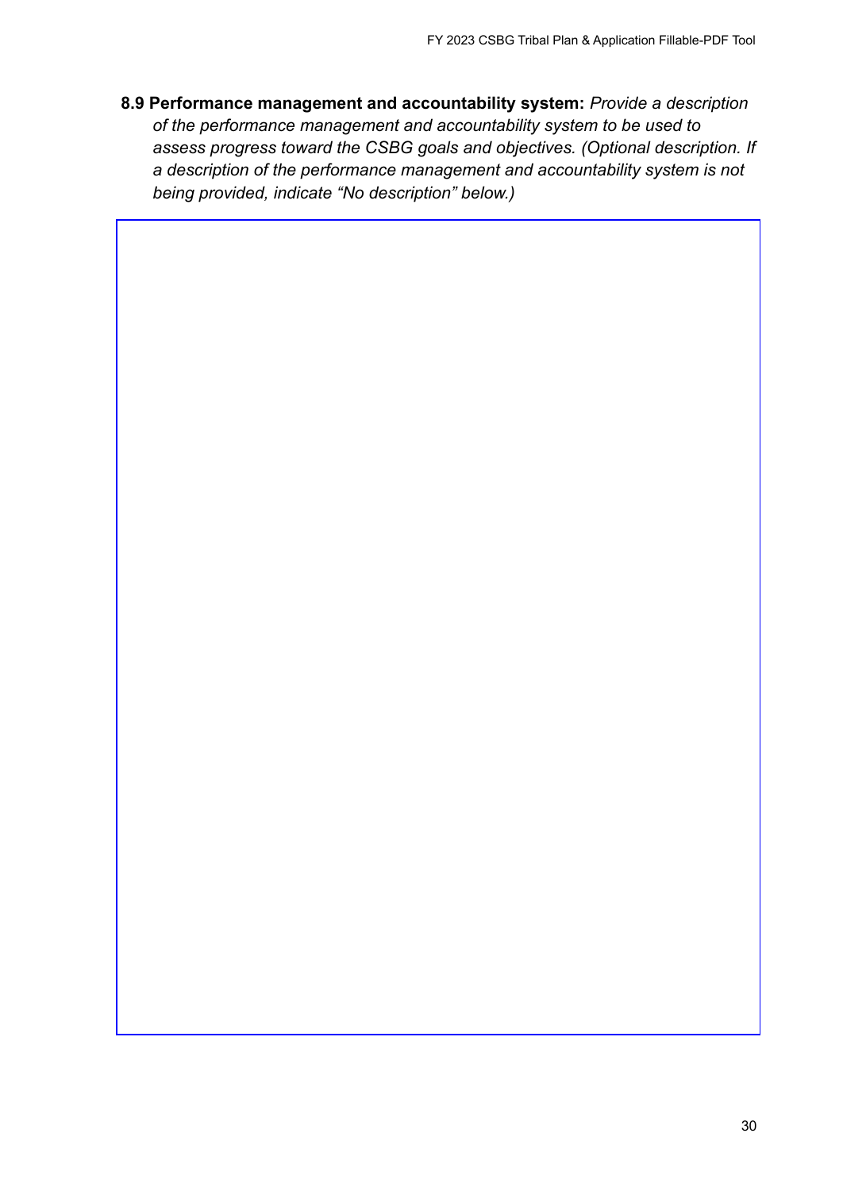**8.9 Performance management and accountability system:** *Provide a description of the performance management and accountability system to be used to assess progress toward the CSBG goals and objectives. (Optional description. If a description of the performance management and accountability system is not being provided, indicate "No description" below.)*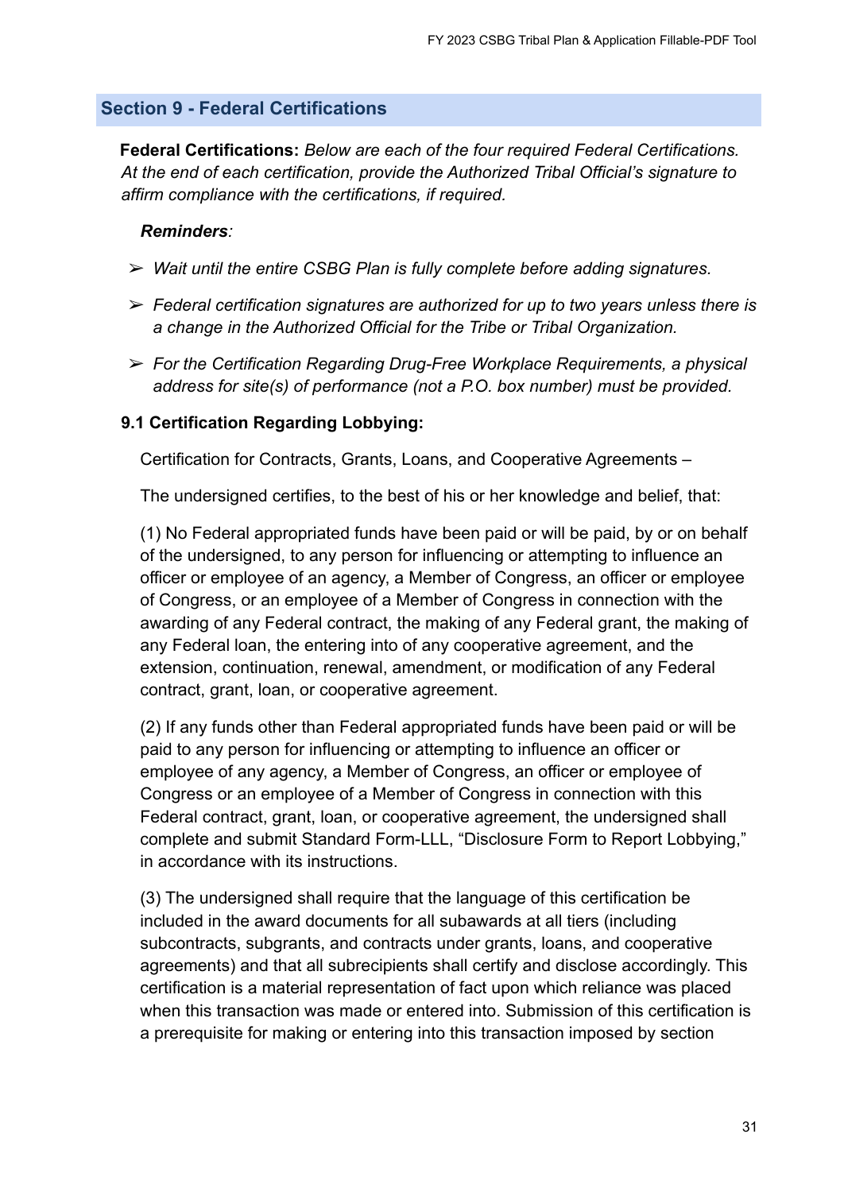## Section 9 - Federal Certifications

**Federal Certifications:** *Below are each of the four required Federal Certifications. At the end of each certification, provide the Authorized Tribal Official's signature to affirm compliance with the certifications, if required.*

***Reminders**:*

- ➢ *Wait until the entire CSBG Plan is fully complete before adding signatures.*
- ➢ *Federal certification signatures are authorized for up to two years unless there is a change in the Authorized Official for the Tribe or Tribal Organization.*
- ➢ *For the Certification Regarding Drug-Free Workplace Requirements, a physical address for site(s) of performance (not a P.O. box number) must be provided.*

### 9.1 Certification Regarding Lobbying:

Certification for Contracts, Grants, Loans, and Cooperative Agreements –

The undersigned certifies, to the best of his or her knowledge and belief, that:

(1) No Federal appropriated funds have been paid or will be paid, by or on behalf of the undersigned, to any person for influencing or attempting to influence an officer or employee of an agency, a Member of Congress, an officer or employee of Congress, or an employee of a Member of Congress in connection with the awarding of any Federal contract, the making of any Federal grant, the making of any Federal loan, the entering into of any cooperative agreement, and the extension, continuation, renewal, amendment, or modification of any Federal contract, grant, loan, or cooperative agreement.

(2) If any funds other than Federal appropriated funds have been paid or will be paid to any person for influencing or attempting to influence an officer or employee of any agency, a Member of Congress, an officer or employee of Congress or an employee of a Member of Congress in connection with this Federal contract, grant, loan, or cooperative agreement, the undersigned shall complete and submit Standard Form-LLL, "Disclosure Form to Report Lobbying," in accordance with its instructions.

(3) The undersigned shall require that the language of this certification be included in the award documents for all subawards at all tiers (including subcontracts, subgrants, and contracts under grants, loans, and cooperative agreements) and that all subrecipients shall certify and disclose accordingly. This certification is a material representation of fact upon which reliance was placed when this transaction was made or entered into. Submission of this certification is a prerequisite for making or entering into this transaction imposed by section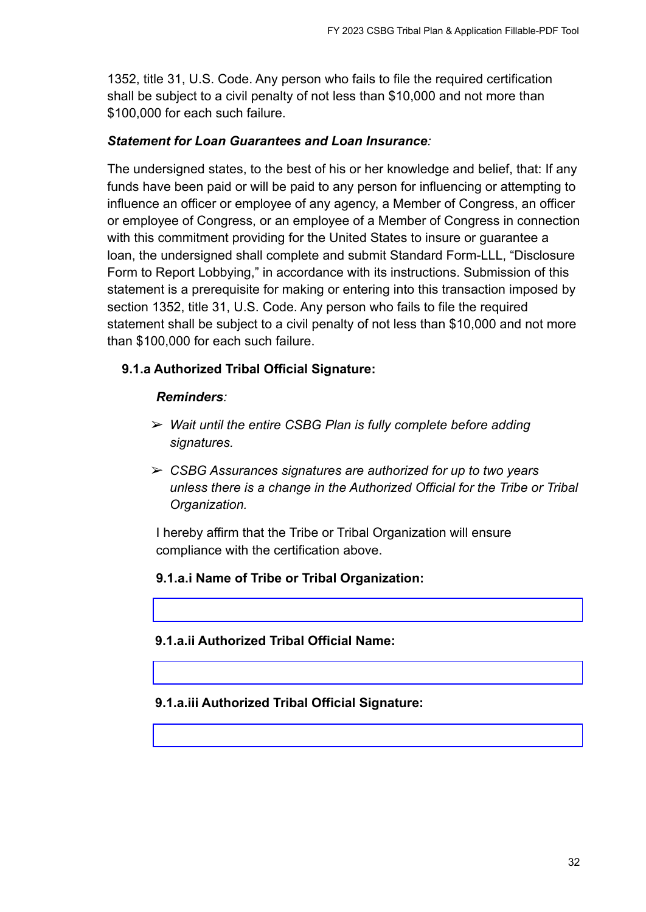1352, title 31, U.S. Code. Any person who fails to file the required certification shall be subject to a civil penalty of not less than $10,000 and not more than $100,000 for each such failure.

***Statement for Loan Guarantees and Loan Insurance***:

The undersigned states, to the best of his or her knowledge and belief, that: If any funds have been paid or will be paid to any person for influencing or attempting to influence an officer or employee of any agency, a Member of Congress, an officer or employee of Congress, or an employee of a Member of Congress in connection with this commitment providing for the United States to insure or guarantee a loan, the undersigned shall complete and submit Standard Form-LLL, "Disclosure Form to Report Lobbying," in accordance with its instructions. Submission of this statement is a prerequisite for making or entering into this transaction imposed by section 1352, title 31, U.S. Code. Any person who fails to file the required statement shall be subject to a civil penalty of not less than $10,000 and not more than $100,000 for each such failure.

**9.1.a Authorized Tribal Official Signature:**

***Reminders***:

- *Wait until the entire CSBG Plan is fully complete before adding signatures.*
- *CSBG Assurances signatures are authorized for up to two years unless there is a change in the Authorized Official for the Tribe or Tribal Organization.*

I hereby affirm that the Tribe or Tribal Organization will ensure compliance with the certification above.

**9.1.a.i Name of Tribe or Tribal Organization:**

**9.1.a.ii Authorized Tribal Official Name:**

**9.1.a.iii Authorized Tribal Official Signature:**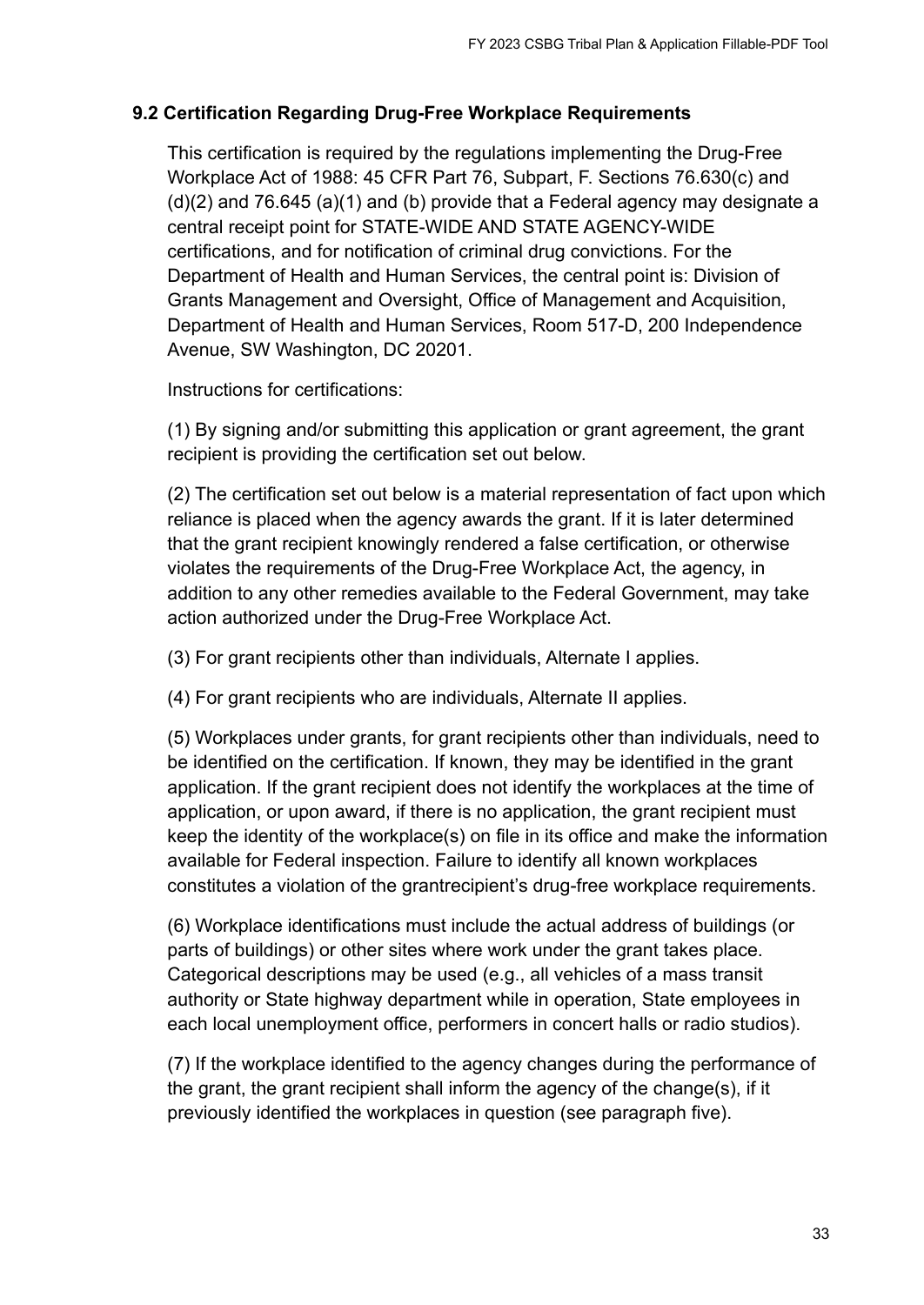### 9.2 Certification Regarding Drug-Free Workplace Requirements

This certification is required by the regulations implementing the Drug-Free Workplace Act of 1988: 45 CFR Part 76, Subpart, F. Sections 76.630(c) and (d)(2) and 76.645 (a)(1) and (b) provide that a Federal agency may designate a central receipt point for STATE-WIDE AND STATE AGENCY-WIDE certifications, and for notification of criminal drug convictions. For the Department of Health and Human Services, the central point is: Division of Grants Management and Oversight, Office of Management and Acquisition, Department of Health and Human Services, Room 517-D, 200 Independence Avenue, SW Washington, DC 20201.

Instructions for certifications:

(1) By signing and/or submitting this application or grant agreement, the grant recipient is providing the certification set out below.

(2) The certification set out below is a material representation of fact upon which reliance is placed when the agency awards the grant. If it is later determined that the grant recipient knowingly rendered a false certification, or otherwise violates the requirements of the Drug-Free Workplace Act, the agency, in addition to any other remedies available to the Federal Government, may take action authorized under the Drug-Free Workplace Act.

(3) For grant recipients other than individuals, Alternate I applies.

(4) For grant recipients who are individuals, Alternate II applies.

(5) Workplaces under grants, for grant recipients other than individuals, need to be identified on the certification. If known, they may be identified in the grant application. If the grant recipient does not identify the workplaces at the time of application, or upon award, if there is no application, the grant recipient must keep the identity of the workplace(s) on file in its office and make the information available for Federal inspection. Failure to identify all known workplaces constitutes a violation of the grantrecipient's drug-free workplace requirements.

(6) Workplace identifications must include the actual address of buildings (or parts of buildings) or other sites where work under the grant takes place. Categorical descriptions may be used (e.g., all vehicles of a mass transit authority or State highway department while in operation, State employees in each local unemployment office, performers in concert halls or radio studios).

(7) If the workplace identified to the agency changes during the performance of the grant, the grant recipient shall inform the agency of the change(s), if it previously identified the workplaces in question (see paragraph five).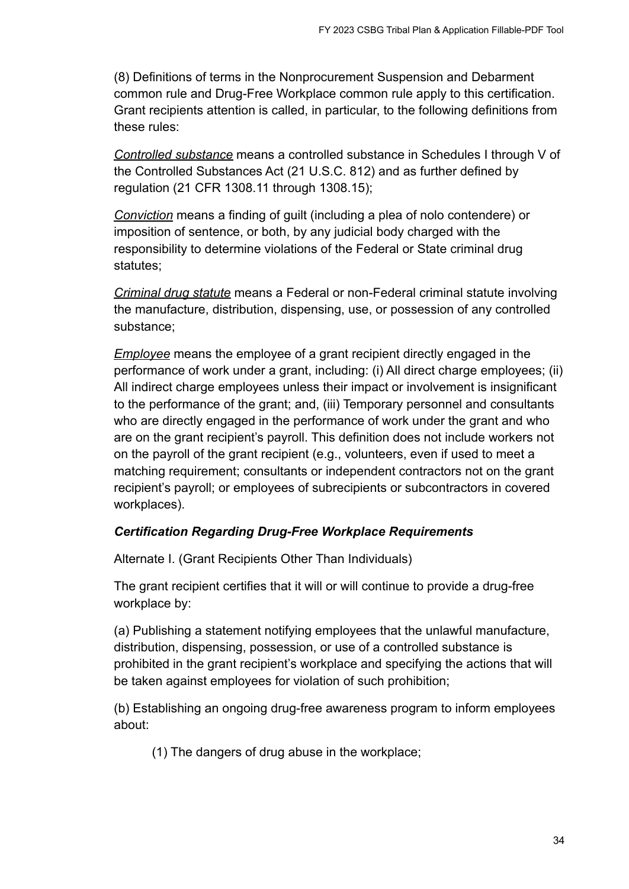(8) Definitions of terms in the Nonprocurement Suspension and Debarment common rule and Drug-Free Workplace common rule apply to this certification. Grant recipients attention is called, in particular, to the following definitions from these rules:

*Controlled substance* means a controlled substance in Schedules I through V of the Controlled Substances Act (21 U.S.C. 812) and as further defined by regulation (21 CFR 1308.11 through 1308.15);

*Conviction* means a finding of guilt (including a plea of nolo contendere) or imposition of sentence, or both, by any judicial body charged with the responsibility to determine violations of the Federal or State criminal drug statutes;

*Criminal drug statute* means a Federal or non-Federal criminal statute involving the manufacture, distribution, dispensing, use, or possession of any controlled substance;

*Employee* means the employee of a grant recipient directly engaged in the performance of work under a grant, including: (i) All direct charge employees; (ii) All indirect charge employees unless their impact or involvement is insignificant to the performance of the grant; and, (iii) Temporary personnel and consultants who are directly engaged in the performance of work under the grant and who are on the grant recipient's payroll. This definition does not include workers not on the payroll of the grant recipient (e.g., volunteers, even if used to meet a matching requirement; consultants or independent contractors not on the grant recipient's payroll; or employees of subrecipients or subcontractors in covered workplaces).

***Certification Regarding Drug-Free Workplace Requirements***

Alternate I. (Grant Recipients Other Than Individuals)

The grant recipient certifies that it will or will continue to provide a drug-free workplace by:

(a) Publishing a statement notifying employees that the unlawful manufacture, distribution, dispensing, possession, or use of a controlled substance is prohibited in the grant recipient's workplace and specifying the actions that will be taken against employees for violation of such prohibition;

(b) Establishing an ongoing drug-free awareness program to inform employees about:

(1) The dangers of drug abuse in the workplace;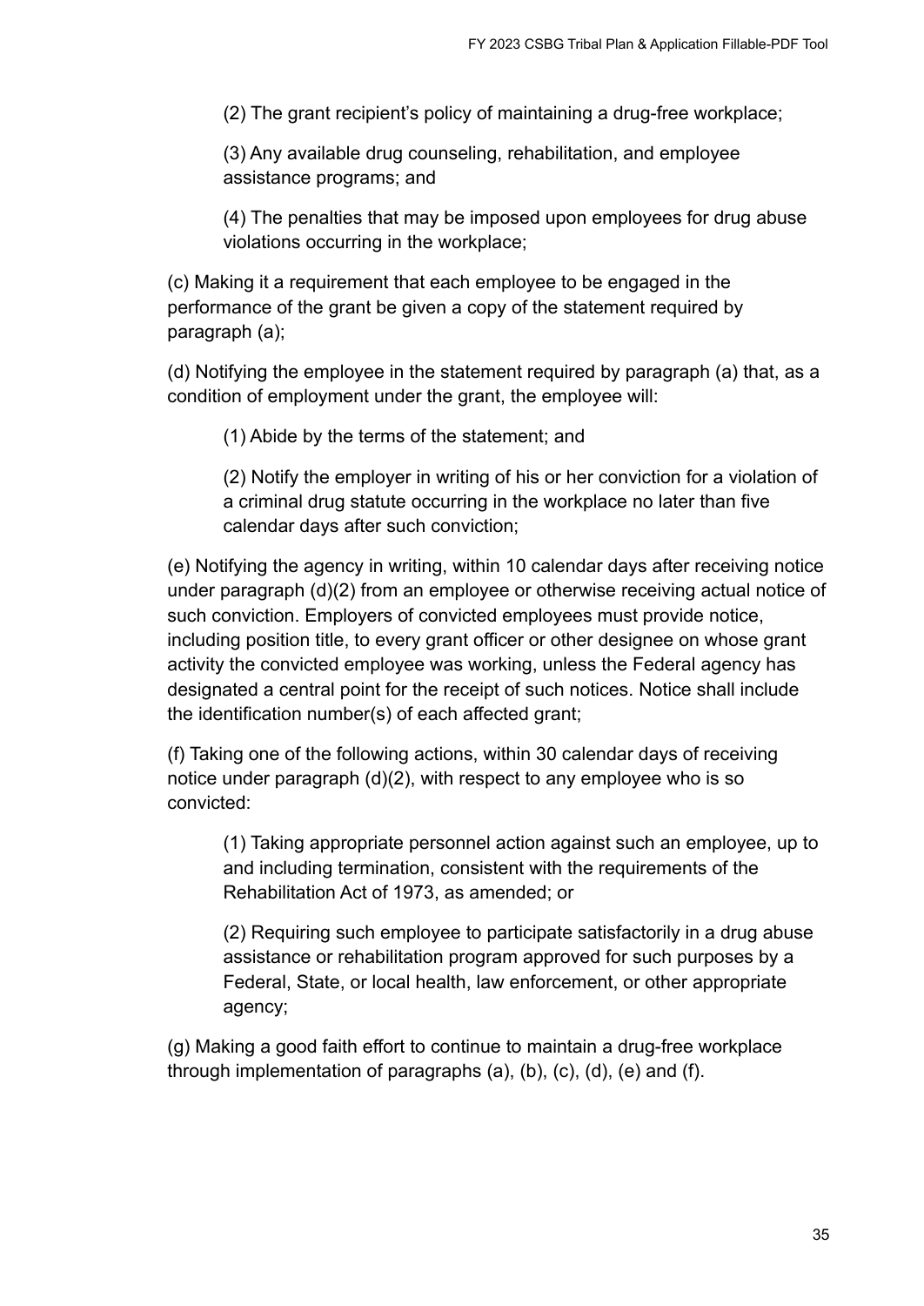(2) The grant recipient's policy of maintaining a drug-free workplace;

(3) Any available drug counseling, rehabilitation, and employee assistance programs; and

(4) The penalties that may be imposed upon employees for drug abuse violations occurring in the workplace;

(c) Making it a requirement that each employee to be engaged in the performance of the grant be given a copy of the statement required by paragraph (a);

(d) Notifying the employee in the statement required by paragraph (a) that, as a condition of employment under the grant, the employee will:

(1) Abide by the terms of the statement; and

(2) Notify the employer in writing of his or her conviction for a violation of a criminal drug statute occurring in the workplace no later than five calendar days after such conviction;

(e) Notifying the agency in writing, within 10 calendar days after receiving notice under paragraph (d)(2) from an employee or otherwise receiving actual notice of such conviction. Employers of convicted employees must provide notice, including position title, to every grant officer or other designee on whose grant activity the convicted employee was working, unless the Federal agency has designated a central point for the receipt of such notices. Notice shall include the identification number(s) of each affected grant;

(f) Taking one of the following actions, within 30 calendar days of receiving notice under paragraph (d)(2), with respect to any employee who is so convicted:

(1) Taking appropriate personnel action against such an employee, up to and including termination, consistent with the requirements of the Rehabilitation Act of 1973, as amended; or

(2) Requiring such employee to participate satisfactorily in a drug abuse assistance or rehabilitation program approved for such purposes by a Federal, State, or local health, law enforcement, or other appropriate agency;

(g) Making a good faith effort to continue to maintain a drug-free workplace through implementation of paragraphs (a), (b), (c), (d), (e) and (f).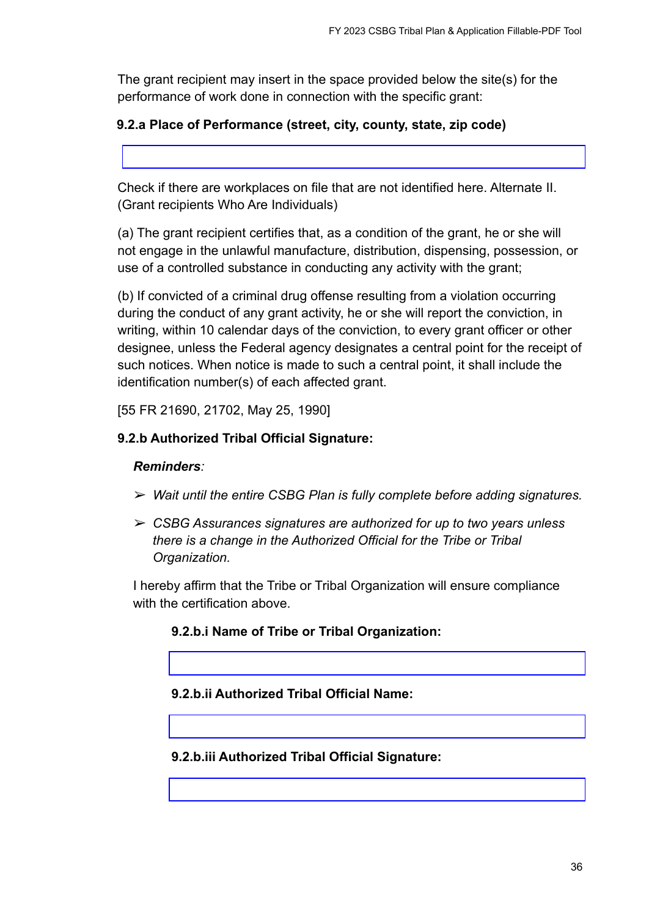The grant recipient may insert in the space provided below the site(s) for the performance of work done in connection with the specific grant:

**9.2.a Place of Performance (street, city, county, state, zip code)**

Check if there are workplaces on file that are not identified here. Alternate II. (Grant recipients Who Are Individuals)

(a) The grant recipient certifies that, as a condition of the grant, he or she will not engage in the unlawful manufacture, distribution, dispensing, possession, or use of a controlled substance in conducting any activity with the grant;

(b) If convicted of a criminal drug offense resulting from a violation occurring during the conduct of any grant activity, he or she will report the conviction, in writing, within 10 calendar days of the conviction, to every grant officer or other designee, unless the Federal agency designates a central point for the receipt of such notices. When notice is made to such a central point, it shall include the identification number(s) of each affected grant.

[55 FR 21690, 21702, May 25, 1990]

**9.2.b Authorized Tribal Official Signature:**

***Reminders**:*

- *Wait until the entire CSBG Plan is fully complete before adding signatures.*
- *CSBG Assurances signatures are authorized for up to two years unless there is a change in the Authorized Official for the Tribe or Tribal Organization.*

I hereby affirm that the Tribe or Tribal Organization will ensure compliance with the certification above.

**9.2.b.i Name of Tribe or Tribal Organization:**

**9.2.b.ii Authorized Tribal Official Name:**

**9.2.b.iii Authorized Tribal Official Signature:**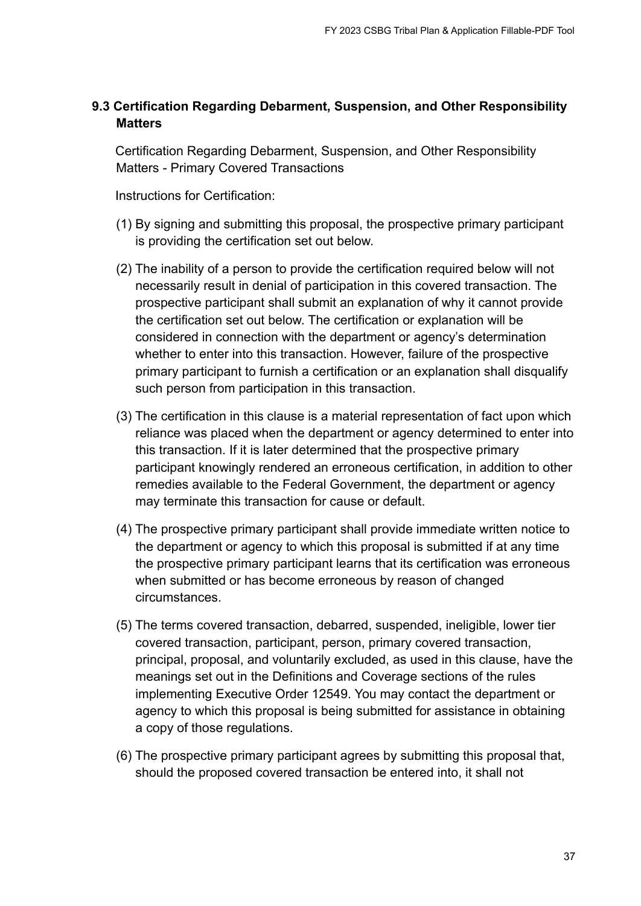### 9.3 Certification Regarding Debarment, Suspension, and Other Responsibility Matters

Certification Regarding Debarment, Suspension, and Other Responsibility Matters - Primary Covered Transactions

Instructions for Certification:

(1) By signing and submitting this proposal, the prospective primary participant is providing the certification set out below.

(2) The inability of a person to provide the certification required below will not necessarily result in denial of participation in this covered transaction. The prospective participant shall submit an explanation of why it cannot provide the certification set out below. The certification or explanation will be considered in connection with the department or agency's determination whether to enter into this transaction. However, failure of the prospective primary participant to furnish a certification or an explanation shall disqualify such person from participation in this transaction.

(3) The certification in this clause is a material representation of fact upon which reliance was placed when the department or agency determined to enter into this transaction. If it is later determined that the prospective primary participant knowingly rendered an erroneous certification, in addition to other remedies available to the Federal Government, the department or agency may terminate this transaction for cause or default.

(4) The prospective primary participant shall provide immediate written notice to the department or agency to which this proposal is submitted if at any time the prospective primary participant learns that its certification was erroneous when submitted or has become erroneous by reason of changed circumstances.

(5) The terms covered transaction, debarred, suspended, ineligible, lower tier covered transaction, participant, person, primary covered transaction, principal, proposal, and voluntarily excluded, as used in this clause, have the meanings set out in the Definitions and Coverage sections of the rules implementing Executive Order 12549. You may contact the department or agency to which this proposal is being submitted for assistance in obtaining a copy of those regulations.

(6) The prospective primary participant agrees by submitting this proposal that, should the proposed covered transaction be entered into, it shall not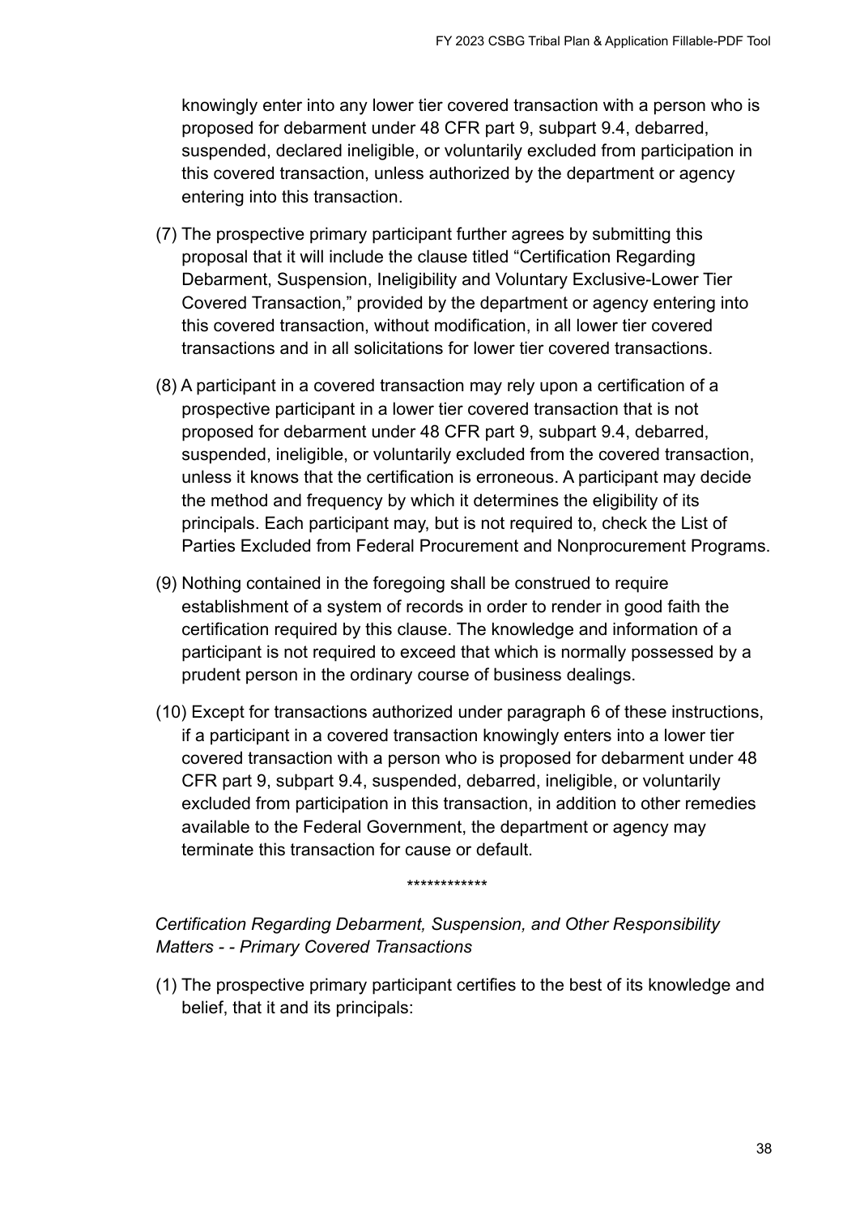knowingly enter into any lower tier covered transaction with a person who is proposed for debarment under 48 CFR part 9, subpart 9.4, debarred, suspended, declared ineligible, or voluntarily excluded from participation in this covered transaction, unless authorized by the department or agency entering into this transaction.

(7) The prospective primary participant further agrees by submitting this proposal that it will include the clause titled "Certification Regarding Debarment, Suspension, Ineligibility and Voluntary Exclusive-Lower Tier Covered Transaction," provided by the department or agency entering into this covered transaction, without modification, in all lower tier covered transactions and in all solicitations for lower tier covered transactions.

(8) A participant in a covered transaction may rely upon a certification of a prospective participant in a lower tier covered transaction that is not proposed for debarment under 48 CFR part 9, subpart 9.4, debarred, suspended, ineligible, or voluntarily excluded from the covered transaction, unless it knows that the certification is erroneous. A participant may decide the method and frequency by which it determines the eligibility of its principals. Each participant may, but is not required to, check the List of Parties Excluded from Federal Procurement and Nonprocurement Programs.

(9) Nothing contained in the foregoing shall be construed to require establishment of a system of records in order to render in good faith the certification required by this clause. The knowledge and information of a participant is not required to exceed that which is normally possessed by a prudent person in the ordinary course of business dealings.

(10) Except for transactions authorized under paragraph 6 of these instructions, if a participant in a covered transaction knowingly enters into a lower tier covered transaction with a person who is proposed for debarment under 48 CFR part 9, subpart 9.4, suspended, debarred, ineligible, or voluntarily excluded from participation in this transaction, in addition to other remedies available to the Federal Government, the department or agency may terminate this transaction for cause or default.

************

*Certification Regarding Debarment, Suspension, and Other Responsibility Matters - - Primary Covered Transactions*

(1) The prospective primary participant certifies to the best of its knowledge and belief, that it and its principals: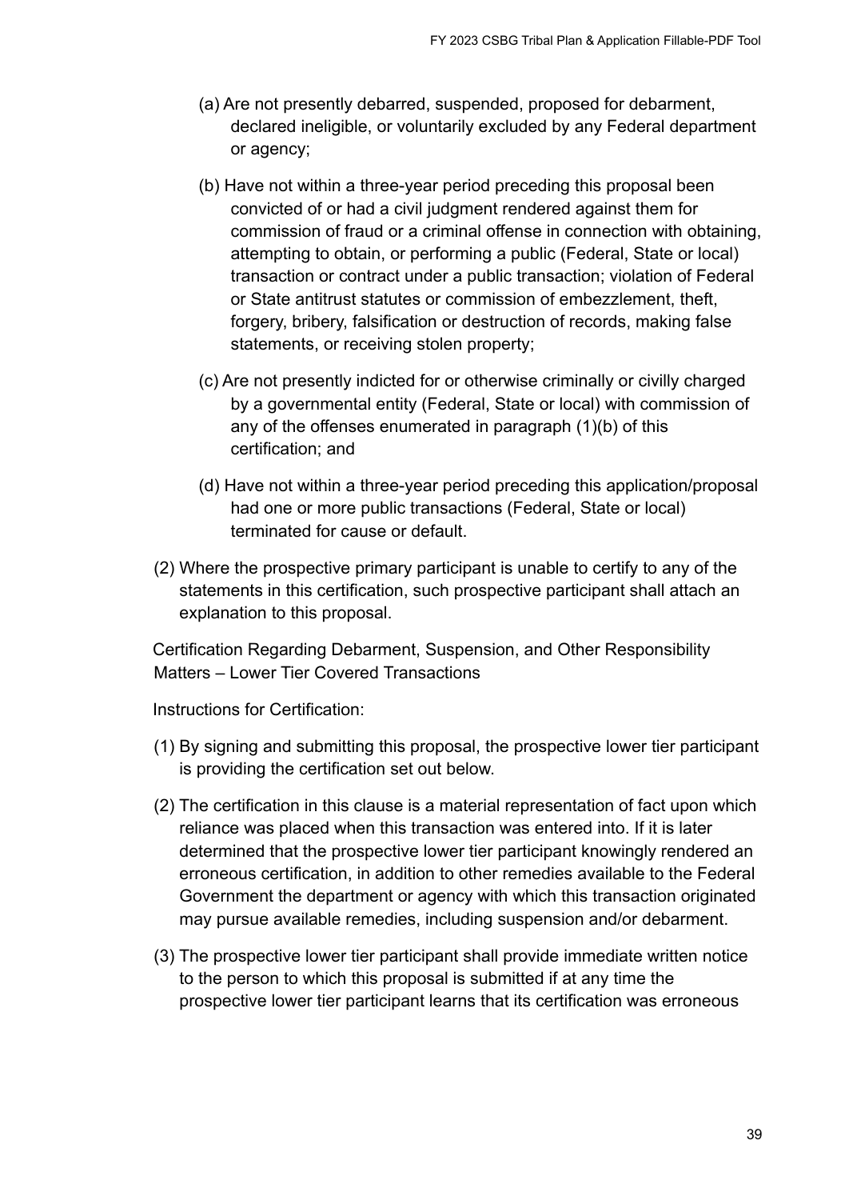(a) Are not presently debarred, suspended, proposed for debarment, declared ineligible, or voluntarily excluded by any Federal department or agency;

(b) Have not within a three-year period preceding this proposal been convicted of or had a civil judgment rendered against them for commission of fraud or a criminal offense in connection with obtaining, attempting to obtain, or performing a public (Federal, State or local) transaction or contract under a public transaction; violation of Federal or State antitrust statutes or commission of embezzlement, theft, forgery, bribery, falsification or destruction of records, making false statements, or receiving stolen property;

(c) Are not presently indicted for or otherwise criminally or civilly charged by a governmental entity (Federal, State or local) with commission of any of the offenses enumerated in paragraph (1)(b) of this certification; and

(d) Have not within a three-year period preceding this application/proposal had one or more public transactions (Federal, State or local) terminated for cause or default.

(2) Where the prospective primary participant is unable to certify to any of the statements in this certification, such prospective participant shall attach an explanation to this proposal.

Certification Regarding Debarment, Suspension, and Other Responsibility Matters – Lower Tier Covered Transactions

Instructions for Certification:

(1) By signing and submitting this proposal, the prospective lower tier participant is providing the certification set out below.

(2) The certification in this clause is a material representation of fact upon which reliance was placed when this transaction was entered into. If it is later determined that the prospective lower tier participant knowingly rendered an erroneous certification, in addition to other remedies available to the Federal Government the department or agency with which this transaction originated may pursue available remedies, including suspension and/or debarment.

(3) The prospective lower tier participant shall provide immediate written notice to the person to which this proposal is submitted if at any time the prospective lower tier participant learns that its certification was erroneous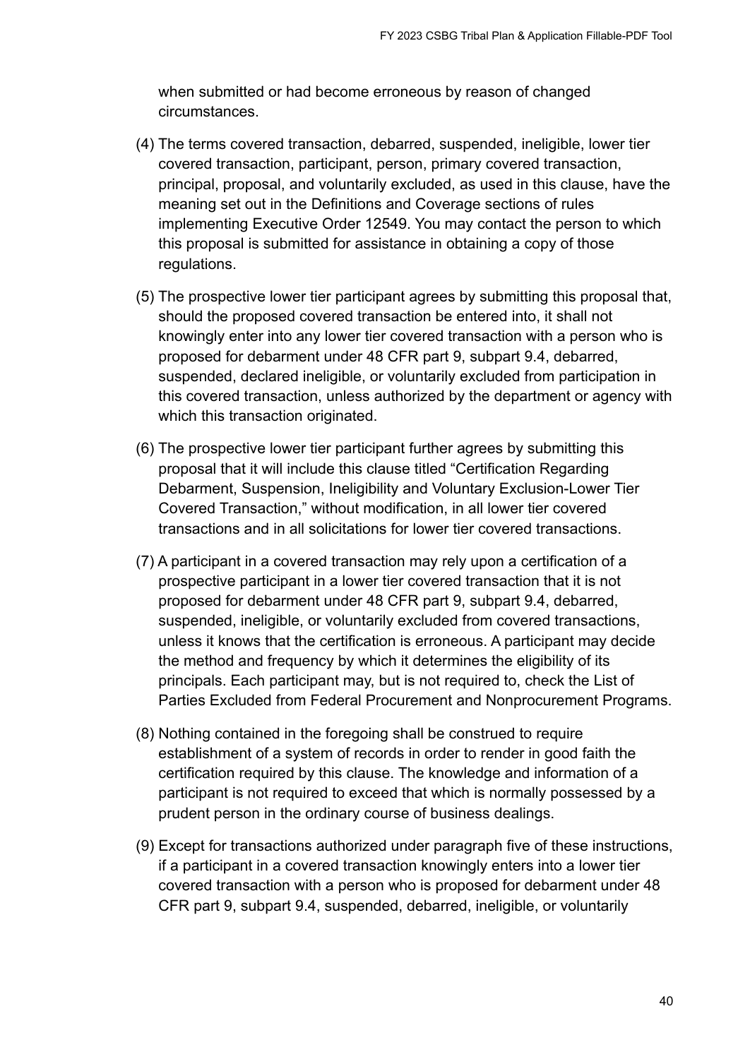when submitted or had become erroneous by reason of changed circumstances.

(4) The terms covered transaction, debarred, suspended, ineligible, lower tier covered transaction, participant, person, primary covered transaction, principal, proposal, and voluntarily excluded, as used in this clause, have the meaning set out in the Definitions and Coverage sections of rules implementing Executive Order 12549. You may contact the person to which this proposal is submitted for assistance in obtaining a copy of those regulations.

(5) The prospective lower tier participant agrees by submitting this proposal that, should the proposed covered transaction be entered into, it shall not knowingly enter into any lower tier covered transaction with a person who is proposed for debarment under 48 CFR part 9, subpart 9.4, debarred, suspended, declared ineligible, or voluntarily excluded from participation in this covered transaction, unless authorized by the department or agency with which this transaction originated.

(6) The prospective lower tier participant further agrees by submitting this proposal that it will include this clause titled "Certification Regarding Debarment, Suspension, Ineligibility and Voluntary Exclusion-Lower Tier Covered Transaction," without modification, in all lower tier covered transactions and in all solicitations for lower tier covered transactions.

(7) A participant in a covered transaction may rely upon a certification of a prospective participant in a lower tier covered transaction that it is not proposed for debarment under 48 CFR part 9, subpart 9.4, debarred, suspended, ineligible, or voluntarily excluded from covered transactions, unless it knows that the certification is erroneous. A participant may decide the method and frequency by which it determines the eligibility of its principals. Each participant may, but is not required to, check the List of Parties Excluded from Federal Procurement and Nonprocurement Programs.

(8) Nothing contained in the foregoing shall be construed to require establishment of a system of records in order to render in good faith the certification required by this clause. The knowledge and information of a participant is not required to exceed that which is normally possessed by a prudent person in the ordinary course of business dealings.

(9) Except for transactions authorized under paragraph five of these instructions, if a participant in a covered transaction knowingly enters into a lower tier covered transaction with a person who is proposed for debarment under 48 CFR part 9, subpart 9.4, suspended, debarred, ineligible, or voluntarily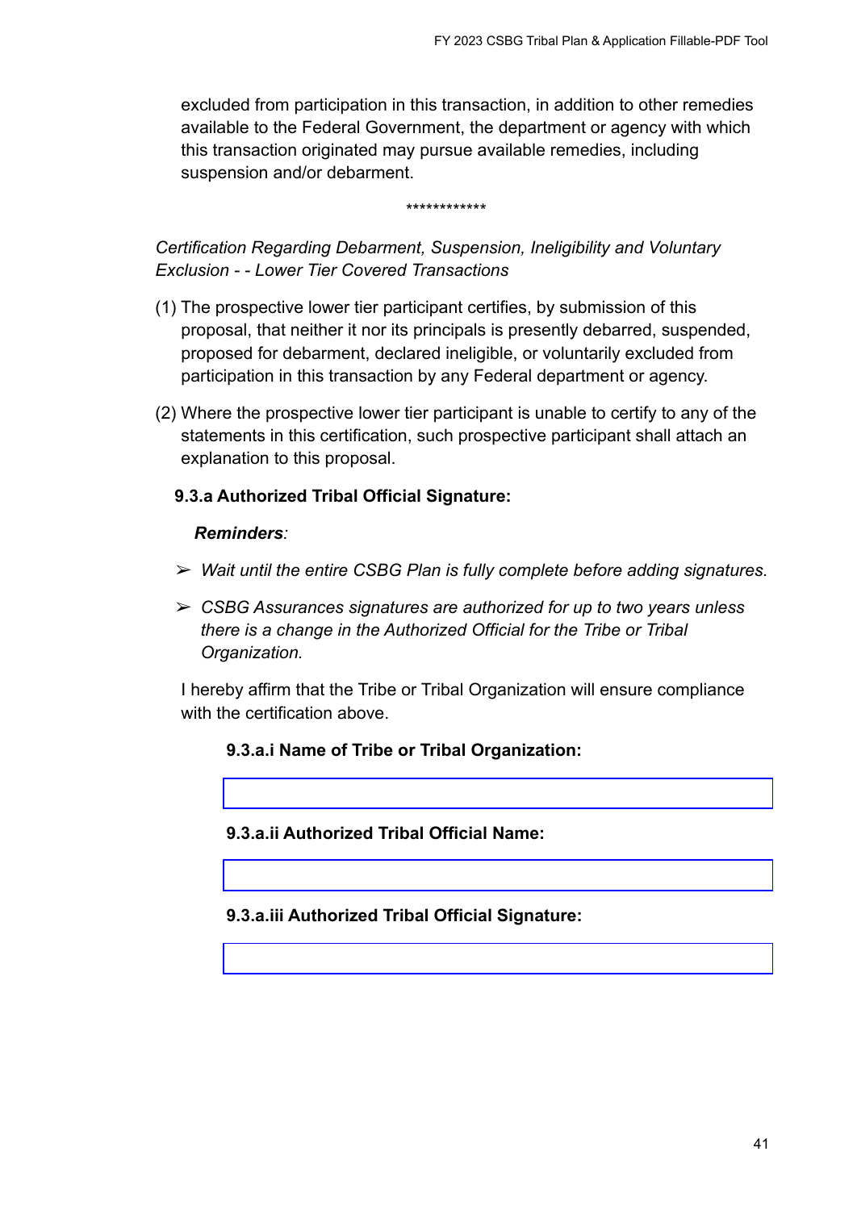excluded from participation in this transaction, in addition to other remedies available to the Federal Government, the department or agency with which this transaction originated may pursue available remedies, including suspension and/or debarment.

************

*Certification Regarding Debarment, Suspension, Ineligibility and Voluntary Exclusion - - Lower Tier Covered Transactions*

(1) The prospective lower tier participant certifies, by submission of this proposal, that neither it nor its principals is presently debarred, suspended, proposed for debarment, declared ineligible, or voluntarily excluded from participation in this transaction by any Federal department or agency.

(2) Where the prospective lower tier participant is unable to certify to any of the statements in this certification, such prospective participant shall attach an explanation to this proposal.

**9.3.a Authorized Tribal Official Signature:**

***Reminders**:*

- *Wait until the entire CSBG Plan is fully complete before adding signatures.*
- *CSBG Assurances signatures are authorized for up to two years unless there is a change in the Authorized Official for the Tribe or Tribal Organization.*

I hereby affirm that the Tribe or Tribal Organization will ensure compliance with the certification above.

**9.3.a.i Name of Tribe or Tribal Organization:**

**9.3.a.ii Authorized Tribal Official Name:**

**9.3.a.iii Authorized Tribal Official Signature:**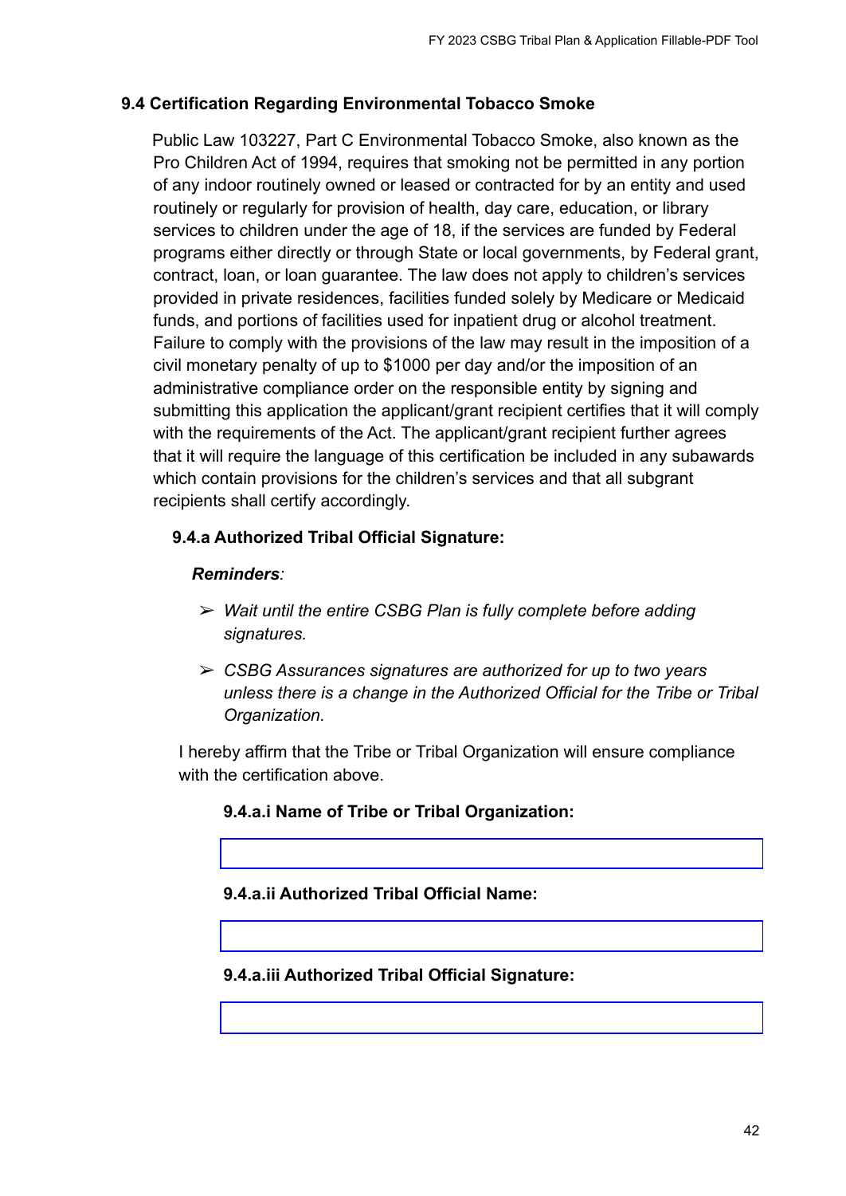### 9.4 Certification Regarding Environmental Tobacco Smoke

Public Law 103227, Part C Environmental Tobacco Smoke, also known as the Pro Children Act of 1994, requires that smoking not be permitted in any portion of any indoor routinely owned or leased or contracted for by an entity and used routinely or regularly for provision of health, day care, education, or library services to children under the age of 18, if the services are funded by Federal programs either directly or through State or local governments, by Federal grant, contract, loan, or loan guarantee. The law does not apply to children's services provided in private residences, facilities funded solely by Medicare or Medicaid funds, and portions of facilities used for inpatient drug or alcohol treatment. Failure to comply with the provisions of the law may result in the imposition of a civil monetary penalty of up to $1000 per day and/or the imposition of an administrative compliance order on the responsible entity by signing and submitting this application the applicant/grant recipient certifies that it will comply with the requirements of the Act. The applicant/grant recipient further agrees that it will require the language of this certification be included in any subawards which contain provisions for the children's services and that all subgrant recipients shall certify accordingly.

#### 9.4.a Authorized Tribal Official Signature:

***Reminders**:*

- *Wait until the entire CSBG Plan is fully complete before adding signatures.*
- *CSBG Assurances signatures are authorized for up to two years unless there is a change in the Authorized Official for the Tribe or Tribal Organization.*

I hereby affirm that the Tribe or Tribal Organization will ensure compliance with the certification above.

**9.4.a.i Name of Tribe or Tribal Organization:**

**9.4.a.ii Authorized Tribal Official Name:**

**9.4.a.iii Authorized Tribal Official Signature:**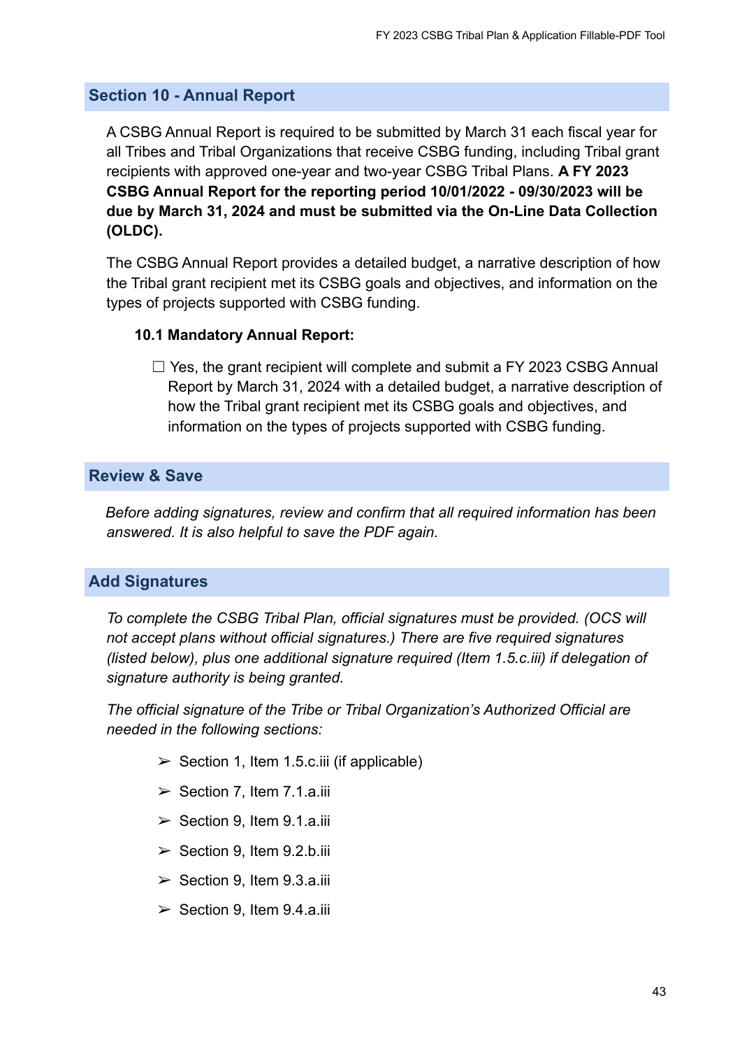## Section 10 - Annual Report

A CSBG Annual Report is required to be submitted by March 31 each fiscal year for all Tribes and Tribal Organizations that receive CSBG funding, including Tribal grant recipients with approved one-year and two-year CSBG Tribal Plans. **A FY 2023 CSBG Annual Report for the reporting period 10/01/2022 - 09/30/2023 will be due by March 31, 2024 and must be submitted via the On-Line Data Collection (OLDC).**

The CSBG Annual Report provides a detailed budget, a narrative description of how the Tribal grant recipient met its CSBG goals and objectives, and information on the types of projects supported with CSBG funding.

### 10.1 Mandatory Annual Report:

☐ Yes, the grant recipient will complete and submit a FY 2023 CSBG Annual Report by March 31, 2024 with a detailed budget, a narrative description of how the Tribal grant recipient met its CSBG goals and objectives, and information on the types of projects supported with CSBG funding.

## Review & Save

*Before adding signatures, review and confirm that all required information has been answered. It is also helpful to save the PDF again.*

## Add Signatures

*To complete the CSBG Tribal Plan, official signatures must be provided. (OCS will not accept plans without official signatures.) There are five required signatures (listed below), plus one additional signature required (Item 1.5.c.iii) if delegation of signature authority is being granted.*

*The official signature of the Tribe or Tribal Organization's Authorized Official are needed in the following sections:*

- ➢ Section 1, Item 1.5.c.iii (if applicable)
- ➢ Section 7, Item 7.1.a.iii
- ➢ Section 9, Item 9.1.a.iii
- ➢ Section 9, Item 9.2.b.iii
- ➢ Section 9, Item 9.3.a.iii
- ➢ Section 9, Item 9.4.a.iii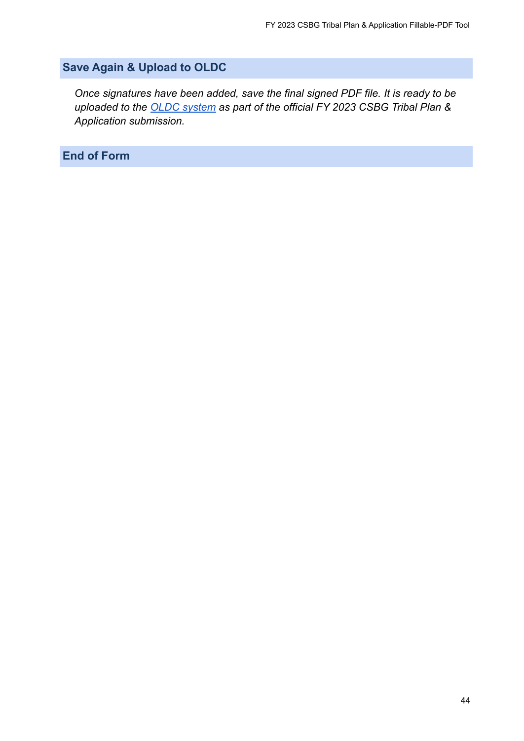## Save Again & Upload to OLDC

*Once signatures have been added, save the final signed PDF file. It is ready to be uploaded to the [OLDC system](OLDC system) as part of the official FY 2023 CSBG Tribal Plan & Application submission.*

## End of Form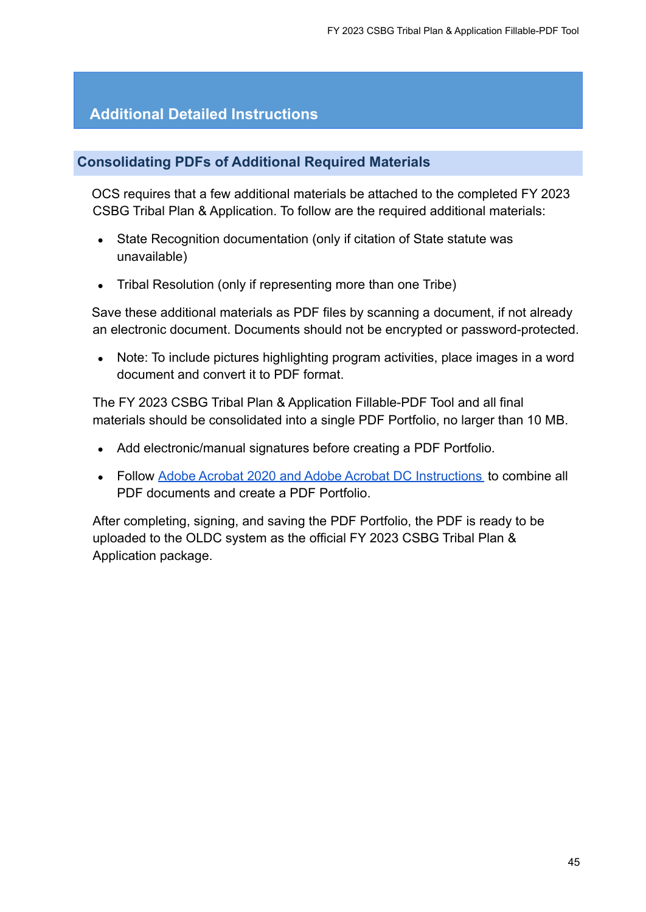# Additional Detailed Instructions

## Consolidating PDFs of Additional Required Materials

OCS requires that a few additional materials be attached to the completed FY 2023 CSBG Tribal Plan & Application. To follow are the required additional materials:

- State Recognition documentation (only if citation of State statute was unavailable)
- Tribal Resolution (only if representing more than one Tribe)

Save these additional materials as PDF files by scanning a document, if not already an electronic document. Documents should not be encrypted or password-protected.

- Note: To include pictures highlighting program activities, place images in a word document and convert it to PDF format.

The FY 2023 CSBG Tribal Plan & Application Fillable-PDF Tool and all final materials should be consolidated into a single PDF Portfolio, no larger than 10 MB.

- Add electronic/manual signatures before creating a PDF Portfolio.
- Follow Adobe Acrobat 2020 and Adobe Acrobat DC Instructions to combine all PDF documents and create a PDF Portfolio.

After completing, signing, and saving the PDF Portfolio, the PDF is ready to be uploaded to the OLDC system as the official FY 2023 CSBG Tribal Plan & Application package.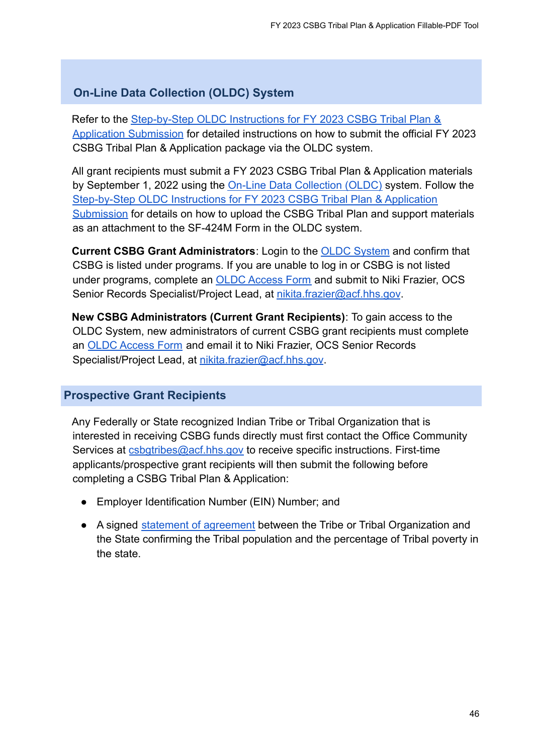## On-Line Data Collection (OLDC) System

Refer to the Step-by-Step OLDC Instructions for FY 2023 CSBG Tribal Plan & Application Submission for detailed instructions on how to submit the official FY 2023 CSBG Tribal Plan & Application package via the OLDC system.

All grant recipients must submit a FY 2023 CSBG Tribal Plan & Application materials by September 1, 2022 using the On-Line Data Collection (OLDC) system. Follow the Step-by-Step OLDC Instructions for FY 2023 CSBG Tribal Plan & Application Submission for details on how to upload the CSBG Tribal Plan and support materials as an attachment to the SF-424M Form in the OLDC system.

**Current CSBG Grant Administrators**: Login to the OLDC System and confirm that CSBG is listed under programs. If you are unable to log in or CSBG is not listed under programs, complete an OLDC Access Form and submit to Niki Frazier, OCS Senior Records Specialist/Project Lead, at nikita.frazier@acf.hhs.gov.

**New CSBG Administrators (Current Grant Recipients)**: To gain access to the OLDC System, new administrators of current CSBG grant recipients must complete an OLDC Access Form and email it to Niki Frazier, OCS Senior Records Specialist/Project Lead, at nikita.frazier@acf.hhs.gov.

## Prospective Grant Recipients

Any Federally or State recognized Indian Tribe or Tribal Organization that is interested in receiving CSBG funds directly must first contact the Office Community Services at csbgtribes@acf.hhs.gov to receive specific instructions. First-time applicants/prospective grant recipients will then submit the following before completing a CSBG Tribal Plan & Application:

- Employer Identification Number (EIN) Number; and
- A signed statement of agreement between the Tribe or Tribal Organization and the State confirming the Tribal population and the percentage of Tribal poverty in the state.